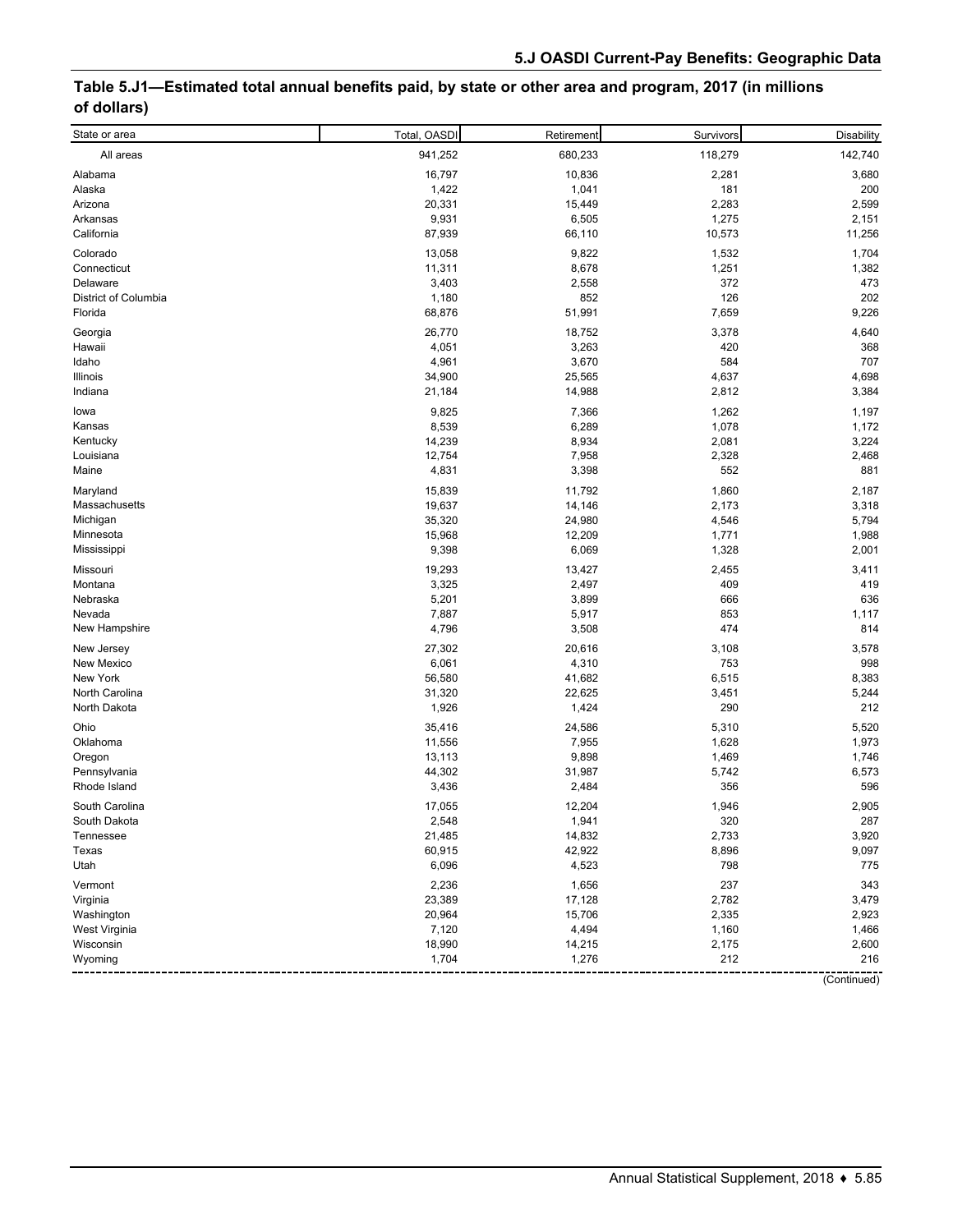## Table 5.J1—Estimated total annual benefits paid, by state or other area and program, 2017 (in millions of dollars)

| State or area | Total, OASDI | Retirement | Survivors | Disability |
|---|---|---|---|---|
| All areas | 941,252 | 680,233 | 118,279 | 142,740 |
| Alabama | 16,797 | 10,836 | 2,281 | 3,680 |
| Alaska | 1,422 | 1,041 | 181 | 200 |
| Arizona | 20,331 | 15,449 | 2,283 | 2,599 |
| Arkansas | 9,931 | 6,505 | 1,275 | 2,151 |
| California | 87,939 | 66,110 | 10,573 | 11,256 |
| Colorado | 13,058 | 9,822 | 1,532 | 1,704 |
| Connecticut | 11,311 | 8,678 | 1,251 | 1,382 |
| Delaware | 3,403 | 2,558 | 372 | 473 |
| District of Columbia | 1,180 | 852 | 126 | 202 |
| Florida | 68,876 | 51,991 | 7,659 | 9,226 |
| Georgia | 26,770 | 18,752 | 3,378 | 4,640 |
| Hawaii | 4,051 | 3,263 | 420 | 368 |
| Idaho | 4,961 | 3,670 | 584 | 707 |
| Illinois | 34,900 | 25,565 | 4,637 | 4,698 |
| Indiana | 21,184 | 14,988 | 2,812 | 3,384 |
| Iowa | 9,825 | 7,366 | 1,262 | 1,197 |
| Kansas | 8,539 | 6,289 | 1,078 | 1,172 |
| Kentucky | 14,239 | 8,934 | 2,081 | 3,224 |
| Louisiana | 12,754 | 7,958 | 2,328 | 2,468 |
| Maine | 4,831 | 3,398 | 552 | 881 |
| Maryland | 15,839 | 11,792 | 1,860 | 2,187 |
| Massachusetts | 19,637 | 14,146 | 2,173 | 3,318 |
| Michigan | 35,320 | 24,980 | 4,546 | 5,794 |
| Minnesota | 15,968 | 12,209 | 1,771 | 1,988 |
| Mississippi | 9,398 | 6,069 | 1,328 | 2,001 |
| Missouri | 19,293 | 13,427 | 2,455 | 3,411 |
| Montana | 3,325 | 2,497 | 409 | 419 |
| Nebraska | 5,201 | 3,899 | 666 | 636 |
| Nevada | 7,887 | 5,917 | 853 | 1,117 |
| New Hampshire | 4,796 | 3,508 | 474 | 814 |
| New Jersey | 27,302 | 20,616 | 3,108 | 3,578 |
| New Mexico | 6,061 | 4,310 | 753 | 998 |
| New York | 56,580 | 41,682 | 6,515 | 8,383 |
| North Carolina | 31,320 | 22,625 | 3,451 | 5,244 |
| North Dakota | 1,926 | 1,424 | 290 | 212 |
| Ohio | 35,416 | 24,586 | 5,310 | 5,520 |
| Oklahoma | 11,556 | 7,955 | 1,628 | 1,973 |
| Oregon | 13,113 | 9,898 | 1,469 | 1,746 |
| Pennsylvania | 44,302 | 31,987 | 5,742 | 6,573 |
| Rhode Island | 3,436 | 2,484 | 356 | 596 |
| South Carolina | 17,055 | 12,204 | 1,946 | 2,905 |
| South Dakota | 2,548 | 1,941 | 320 | 287 |
| Tennessee | 21,485 | 14,832 | 2,733 | 3,920 |
| Texas | 60,915 | 42,922 | 8,896 | 9,097 |
| Utah | 6,096 | 4,523 | 798 | 775 |
| Vermont | 2,236 | 1,656 | 237 | 343 |
| Virginia | 23,389 | 17,128 | 2,782 | 3,479 |
| Washington | 20,964 | 15,706 | 2,335 | 2,923 |
| West Virginia | 7,120 | 4,494 | 1,160 | 1,466 |
| Wisconsin | 18,990 | 14,215 | 2,175 | 2,600 |
| Wyoming | 1,704 | 1,276 | 212 | 216 |

(Continued)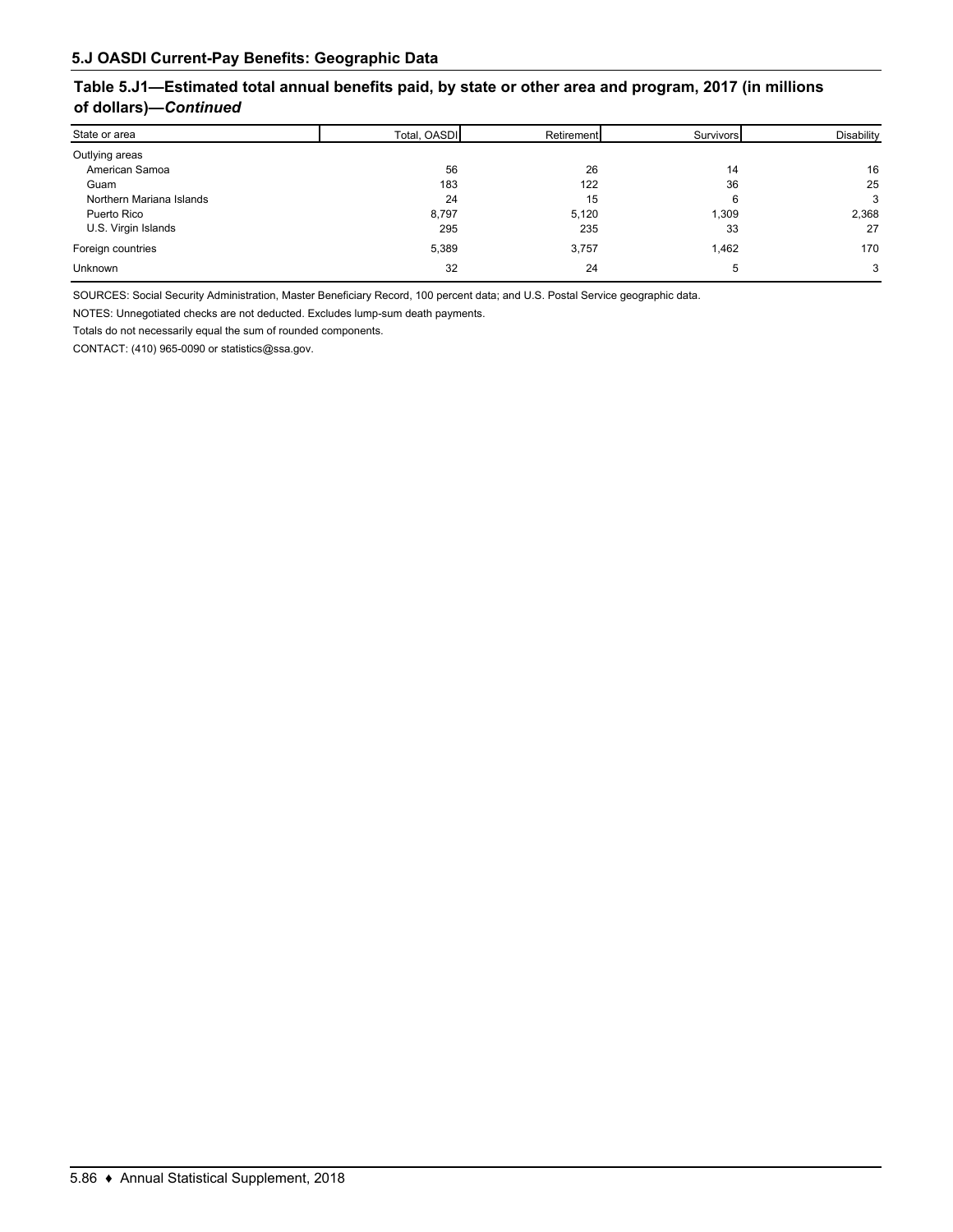## 5.J OASDI Current-Pay Benefits: Geographic Data

### Table 5.J1—Estimated total annual benefits paid, by state or other area and program, 2017 (in millions of dollars)—*Continued*

| State or area | Total, OASDI | Retirement | Survivors | Disability |
|---|---|---|---|---|
| Outlying areas | | | | |
| American Samoa | 56 | 26 | 14 | 16 |
| Guam | 183 | 122 | 36 | 25 |
| Northern Mariana Islands | 24 | 15 | 6 | 3 |
| Puerto Rico | 8,797 | 5,120 | 1,309 | 2,368 |
| U.S. Virgin Islands | 295 | 235 | 33 | 27 |
| Foreign countries | 5,389 | 3,757 | 1,462 | 170 |
| Unknown | 32 | 24 | 5 | 3 |

SOURCES: Social Security Administration, Master Beneficiary Record, 100 percent data; and U.S. Postal Service geographic data.

NOTES: Unnegotiated checks are not deducted. Excludes lump-sum death payments.

Totals do not necessarily equal the sum of rounded components.

CONTACT: (410) 965-0090 or statistics@ssa.gov.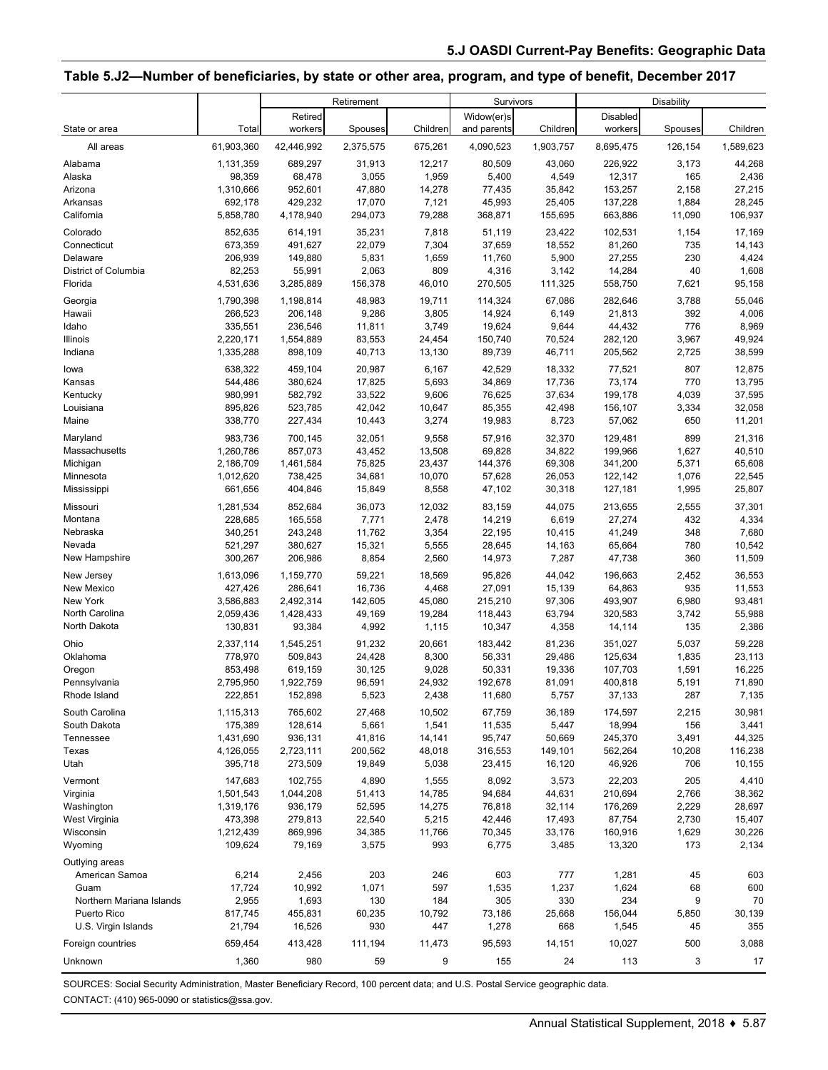## Table 5.J2—Number of beneficiaries, by state or other area, program, and type of benefit, December 2017

| State or area | Total | Retirement | | | Survivors | | Disability | | |
|---|---|---|---|---|---|---|---|---|---|
| | | Retired workers | Spouses | Children | Widow(er)s and parents | Children | Disabled workers | Spouses | Children |
| All areas | 61,903,360 | 42,446,992 | 2,375,575 | 675,261 | 4,090,523 | 1,903,757 | 8,695,475 | 126,154 | 1,589,623 |
| Alabama | 1,131,359 | 689,297 | 31,913 | 12,217 | 80,509 | 43,060 | 226,922 | 3,173 | 44,268 |
| Alaska | 98,359 | 68,478 | 3,055 | 1,959 | 5,400 | 4,549 | 12,317 | 165 | 2,436 |
| Arizona | 1,310,666 | 952,601 | 47,880 | 14,278 | 77,435 | 35,842 | 153,257 | 2,158 | 27,215 |
| Arkansas | 692,178 | 429,232 | 17,070 | 7,121 | 45,993 | 25,405 | 137,228 | 1,884 | 28,245 |
| California | 5,858,780 | 4,178,940 | 294,073 | 79,288 | 368,871 | 155,695 | 663,886 | 11,090 | 106,937 |
| Colorado | 852,635 | 614,191 | 35,231 | 7,818 | 51,119 | 23,422 | 102,531 | 1,154 | 17,169 |
| Connecticut | 673,359 | 491,627 | 22,079 | 7,304 | 37,659 | 18,552 | 81,260 | 735 | 14,143 |
| Delaware | 206,939 | 149,880 | 5,831 | 1,659 | 11,760 | 5,900 | 27,255 | 230 | 4,424 |
| District of Columbia | 82,253 | 55,991 | 2,063 | 809 | 4,316 | 3,142 | 14,284 | 40 | 1,608 |
| Florida | 4,531,636 | 3,285,889 | 156,378 | 46,010 | 270,505 | 111,325 | 558,750 | 7,621 | 95,158 |
| Georgia | 1,790,398 | 1,198,814 | 48,983 | 19,711 | 114,324 | 67,086 | 282,646 | 3,788 | 55,046 |
| Hawaii | 266,523 | 206,148 | 9,286 | 3,805 | 14,924 | 6,149 | 21,813 | 392 | 4,006 |
| Idaho | 335,551 | 236,546 | 11,811 | 3,749 | 19,624 | 9,644 | 44,432 | 776 | 8,969 |
| Illinois | 2,220,171 | 1,554,889 | 83,553 | 24,454 | 150,740 | 70,524 | 282,120 | 3,967 | 49,924 |
| Indiana | 1,335,288 | 898,109 | 40,713 | 13,130 | 89,739 | 46,711 | 205,562 | 2,725 | 38,599 |
| Iowa | 638,322 | 459,104 | 20,987 | 6,167 | 42,529 | 18,332 | 77,521 | 807 | 12,875 |
| Kansas | 544,486 | 380,624 | 17,825 | 5,693 | 34,869 | 17,736 | 73,174 | 770 | 13,795 |
| Kentucky | 980,991 | 582,792 | 33,522 | 9,606 | 76,625 | 37,634 | 199,178 | 4,039 | 37,595 |
| Louisiana | 895,826 | 523,785 | 42,042 | 10,647 | 85,355 | 42,498 | 156,107 | 3,334 | 32,058 |
| Maine | 338,770 | 227,434 | 10,443 | 3,274 | 19,983 | 8,723 | 57,062 | 650 | 11,201 |
| Maryland | 983,736 | 700,145 | 32,051 | 9,558 | 57,916 | 32,370 | 129,481 | 899 | 21,316 |
| Massachusetts | 1,260,786 | 857,073 | 43,452 | 13,508 | 69,828 | 34,822 | 199,966 | 1,627 | 40,510 |
| Michigan | 2,186,709 | 1,461,584 | 75,825 | 23,437 | 144,376 | 69,308 | 341,200 | 5,371 | 65,608 |
| Minnesota | 1,012,620 | 738,425 | 34,681 | 10,070 | 57,628 | 26,053 | 122,142 | 1,076 | 22,545 |
| Mississippi | 661,656 | 404,846 | 15,849 | 8,558 | 47,102 | 30,318 | 127,181 | 1,995 | 25,807 |
| Missouri | 1,281,534 | 852,684 | 36,073 | 12,032 | 83,159 | 44,075 | 213,655 | 2,555 | 37,301 |
| Montana | 228,685 | 165,558 | 7,771 | 2,478 | 14,219 | 6,619 | 27,274 | 432 | 4,334 |
| Nebraska | 340,251 | 243,248 | 11,762 | 3,354 | 22,195 | 10,415 | 41,249 | 348 | 7,680 |
| Nevada | 521,297 | 380,627 | 15,321 | 5,555 | 28,645 | 14,163 | 65,664 | 780 | 10,542 |
| New Hampshire | 300,267 | 206,986 | 8,854 | 2,560 | 14,973 | 7,287 | 47,738 | 360 | 11,509 |
| New Jersey | 1,613,096 | 1,159,770 | 59,221 | 18,569 | 95,826 | 44,042 | 196,663 | 2,452 | 36,553 |
| New Mexico | 427,426 | 286,641 | 16,736 | 4,468 | 27,091 | 15,139 | 64,863 | 935 | 11,553 |
| New York | 3,586,883 | 2,492,314 | 142,605 | 45,080 | 215,210 | 97,306 | 493,907 | 6,980 | 93,481 |
| North Carolina | 2,059,436 | 1,428,433 | 49,169 | 19,284 | 118,443 | 63,794 | 320,583 | 3,742 | 55,988 |
| North Dakota | 130,831 | 93,384 | 4,992 | 1,115 | 10,347 | 4,358 | 14,114 | 135 | 2,386 |
| Ohio | 2,337,114 | 1,545,251 | 91,232 | 20,661 | 183,442 | 81,236 | 351,027 | 5,037 | 59,228 |
| Oklahoma | 778,970 | 509,843 | 24,428 | 8,300 | 56,331 | 29,486 | 125,634 | 1,835 | 23,113 |
| Oregon | 853,498 | 619,159 | 30,125 | 9,028 | 50,331 | 19,336 | 107,703 | 1,591 | 16,225 |
| Pennsylvania | 2,795,950 | 1,922,759 | 96,591 | 24,932 | 192,678 | 81,091 | 400,818 | 5,191 | 71,890 |
| Rhode Island | 222,851 | 152,898 | 5,523 | 2,438 | 11,680 | 5,757 | 37,133 | 287 | 7,135 |
| South Carolina | 1,115,313 | 765,602 | 27,468 | 10,502 | 67,759 | 36,189 | 174,597 | 2,215 | 30,981 |
| South Dakota | 175,389 | 128,614 | 5,661 | 1,541 | 11,535 | 5,447 | 18,994 | 156 | 3,441 |
| Tennessee | 1,431,690 | 936,131 | 41,816 | 14,141 | 95,747 | 50,669 | 245,370 | 3,491 | 44,325 |
| Texas | 4,126,055 | 2,723,111 | 200,562 | 48,018 | 316,553 | 149,101 | 562,264 | 10,208 | 116,238 |
| Utah | 395,718 | 273,509 | 19,849 | 5,038 | 23,415 | 16,120 | 46,926 | 706 | 10,155 |
| Vermont | 147,683 | 102,755 | 4,890 | 1,555 | 8,092 | 3,573 | 22,203 | 205 | 4,410 |
| Virginia | 1,501,543 | 1,044,208 | 51,413 | 14,785 | 94,684 | 44,631 | 210,694 | 2,766 | 38,362 |
| Washington | 1,319,176 | 936,179 | 52,595 | 14,275 | 76,818 | 32,114 | 176,269 | 2,229 | 28,697 |
| West Virginia | 473,398 | 279,813 | 22,540 | 5,215 | 42,446 | 17,493 | 87,754 | 2,730 | 15,407 |
| Wisconsin | 1,212,439 | 869,996 | 34,385 | 11,766 | 70,345 | 33,176 | 160,916 | 1,629 | 30,226 |
| Wyoming | 109,624 | 79,169 | 3,575 | 993 | 6,775 | 3,485 | 13,320 | 173 | 2,134 |
| Outlying areas | | | | | | | | | |
| American Samoa | 6,214 | 2,456 | 203 | 246 | 603 | 777 | 1,281 | 45 | 603 |
| Guam | 17,724 | 10,992 | 1,071 | 597 | 1,535 | 1,237 | 1,624 | 68 | 600 |
| Northern Mariana Islands | 2,955 | 1,693 | 130 | 184 | 305 | 330 | 234 | 9 | 70 |
| Puerto Rico | 817,745 | 455,831 | 60,235 | 10,792 | 73,186 | 25,668 | 156,044 | 5,850 | 30,139 |
| U.S. Virgin Islands | 21,794 | 16,526 | 930 | 447 | 1,278 | 668 | 1,545 | 45 | 355 |
| Foreign countries | 659,454 | 413,428 | 111,194 | 11,473 | 95,593 | 14,151 | 10,027 | 500 | 3,088 |
| Unknown | 1,360 | 980 | 59 | 9 | 155 | 24 | 113 | 3 | 17 |

SOURCES: Social Security Administration, Master Beneficiary Record, 100 percent data; and U.S. Postal Service geographic data.

CONTACT: (410) 965-0090 or statistics@ssa.gov.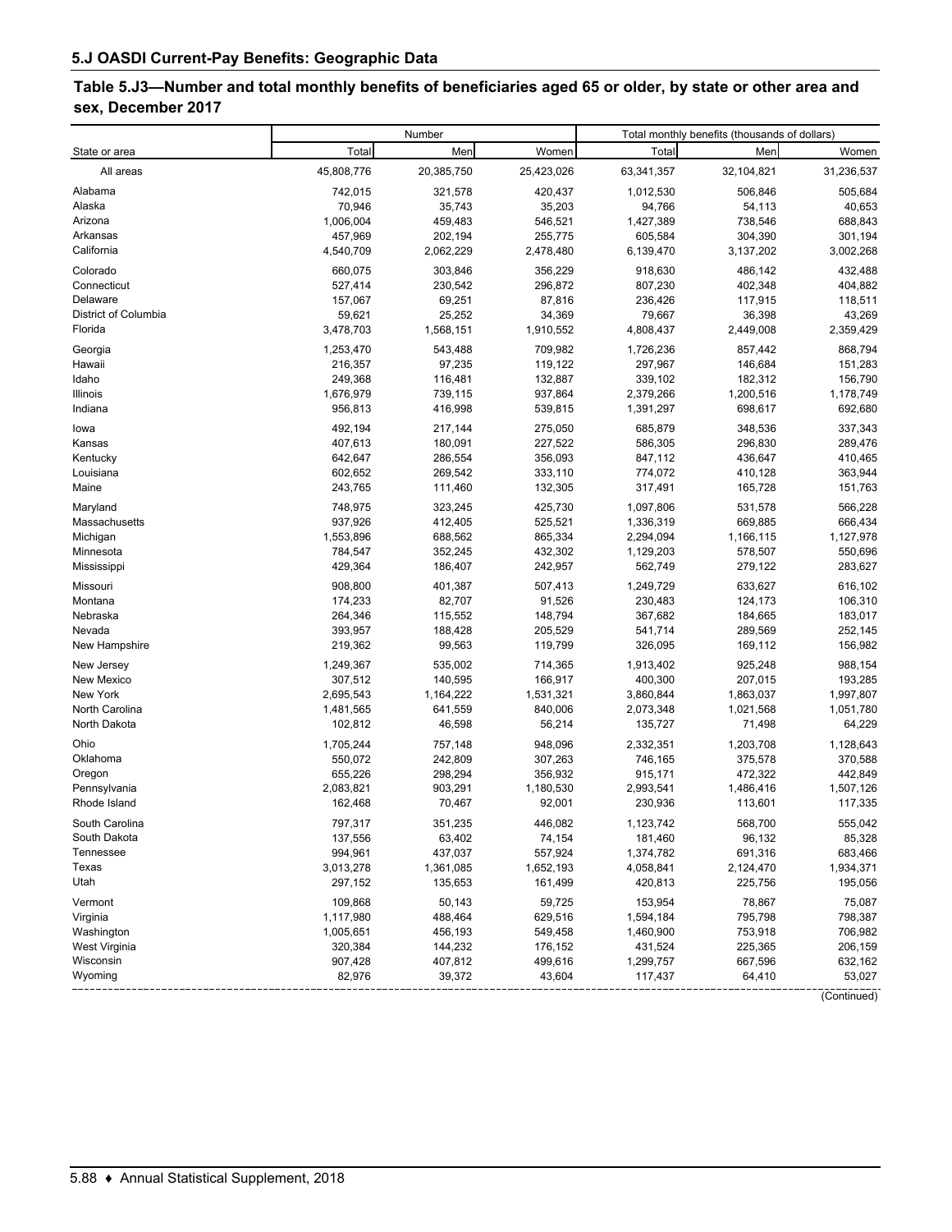## 5.J OASDI Current-Pay Benefits: Geographic Data

### Table 5.J3—Number and total monthly benefits of beneficiaries aged 65 or older, by state or other area and sex, December 2017

| State or area | Number | | | Total monthly benefits (thousands of dollars) | | |
|---|---|---|---|---|---|---|
| | Total | Men | Women | Total | Men | Women |
| All areas | 45,808,776 | 20,385,750 | 25,423,026 | 63,341,357 | 32,104,821 | 31,236,537 |
| Alabama | 742,015 | 321,578 | 420,437 | 1,012,530 | 506,846 | 505,684 |
| Alaska | 70,946 | 35,743 | 35,203 | 94,766 | 54,113 | 40,653 |
| Arizona | 1,006,004 | 459,483 | 546,521 | 1,427,389 | 738,546 | 688,843 |
| Arkansas | 457,969 | 202,194 | 255,775 | 605,584 | 304,390 | 301,194 |
| California | 4,540,709 | 2,062,229 | 2,478,480 | 6,139,470 | 3,137,202 | 3,002,268 |
| Colorado | 660,075 | 303,846 | 356,229 | 918,630 | 486,142 | 432,488 |
| Connecticut | 527,414 | 230,542 | 296,872 | 807,230 | 402,348 | 404,882 |
| Delaware | 157,067 | 69,251 | 87,816 | 236,426 | 117,915 | 118,511 |
| District of Columbia | 59,621 | 25,252 | 34,369 | 79,667 | 36,398 | 43,269 |
| Florida | 3,478,703 | 1,568,151 | 1,910,552 | 4,808,437 | 2,449,008 | 2,359,429 |
| Georgia | 1,253,470 | 543,488 | 709,982 | 1,726,236 | 857,442 | 868,794 |
| Hawaii | 216,357 | 97,235 | 119,122 | 297,967 | 146,684 | 151,283 |
| Idaho | 249,368 | 116,481 | 132,887 | 339,102 | 182,312 | 156,790 |
| Illinois | 1,676,979 | 739,115 | 937,864 | 2,379,266 | 1,200,516 | 1,178,749 |
| Indiana | 956,813 | 416,998 | 539,815 | 1,391,297 | 698,617 | 692,680 |
| Iowa | 492,194 | 217,144 | 275,050 | 685,879 | 348,536 | 337,343 |
| Kansas | 407,613 | 180,091 | 227,522 | 586,305 | 296,830 | 289,476 |
| Kentucky | 642,647 | 286,554 | 356,093 | 847,112 | 436,647 | 410,465 |
| Louisiana | 602,652 | 269,542 | 333,110 | 774,072 | 410,128 | 363,944 |
| Maine | 243,765 | 111,460 | 132,305 | 317,491 | 165,728 | 151,763 |
| Maryland | 748,975 | 323,245 | 425,730 | 1,097,806 | 531,578 | 566,228 |
| Massachusetts | 937,926 | 412,405 | 525,521 | 1,336,319 | 669,885 | 666,434 |
| Michigan | 1,553,896 | 688,562 | 865,334 | 2,294,094 | 1,166,115 | 1,127,978 |
| Minnesota | 784,547 | 352,245 | 432,302 | 1,129,203 | 578,507 | 550,696 |
| Mississippi | 429,364 | 186,407 | 242,957 | 562,749 | 279,122 | 283,627 |
| Missouri | 908,800 | 401,387 | 507,413 | 1,249,729 | 633,627 | 616,102 |
| Montana | 174,233 | 82,707 | 91,526 | 230,483 | 124,173 | 106,310 |
| Nebraska | 264,346 | 115,552 | 148,794 | 367,682 | 184,665 | 183,017 |
| Nevada | 393,957 | 188,428 | 205,529 | 541,714 | 289,569 | 252,145 |
| New Hampshire | 219,362 | 99,563 | 119,799 | 326,095 | 169,112 | 156,982 |
| New Jersey | 1,249,367 | 535,002 | 714,365 | 1,913,402 | 925,248 | 988,154 |
| New Mexico | 307,512 | 140,595 | 166,917 | 400,300 | 207,015 | 193,285 |
| New York | 2,695,543 | 1,164,222 | 1,531,321 | 3,860,844 | 1,863,037 | 1,997,807 |
| North Carolina | 1,481,565 | 641,559 | 840,006 | 2,073,348 | 1,021,568 | 1,051,780 |
| North Dakota | 102,812 | 46,598 | 56,214 | 135,727 | 71,498 | 64,229 |
| Ohio | 1,705,244 | 757,148 | 948,096 | 2,332,351 | 1,203,708 | 1,128,643 |
| Oklahoma | 550,072 | 242,809 | 307,263 | 746,165 | 375,578 | 370,588 |
| Oregon | 655,226 | 298,294 | 356,932 | 915,171 | 472,322 | 442,849 |
| Pennsylvania | 2,083,821 | 903,291 | 1,180,530 | 2,993,541 | 1,486,416 | 1,507,126 |
| Rhode Island | 162,468 | 70,467 | 92,001 | 230,936 | 113,601 | 117,335 |
| South Carolina | 797,317 | 351,235 | 446,082 | 1,123,742 | 568,700 | 555,042 |
| South Dakota | 137,556 | 63,402 | 74,154 | 181,460 | 96,132 | 85,328 |
| Tennessee | 994,961 | 437,037 | 557,924 | 1,374,782 | 691,316 | 683,466 |
| Texas | 3,013,278 | 1,361,085 | 1,652,193 | 4,058,841 | 2,124,470 | 1,934,371 |
| Utah | 297,152 | 135,653 | 161,499 | 420,813 | 225,756 | 195,056 |
| Vermont | 109,868 | 50,143 | 59,725 | 153,954 | 78,867 | 75,087 |
| Virginia | 1,117,980 | 488,464 | 629,516 | 1,594,184 | 795,798 | 798,387 |
| Washington | 1,005,651 | 456,193 | 549,458 | 1,460,900 | 753,918 | 706,982 |
| West Virginia | 320,384 | 144,232 | 176,152 | 431,524 | 225,365 | 206,159 |
| Wisconsin | 907,428 | 407,812 | 499,616 | 1,299,757 | 667,596 | 632,162 |
| Wyoming | 82,976 | 39,372 | 43,604 | 117,437 | 64,410 | 53,027 |

(Continued)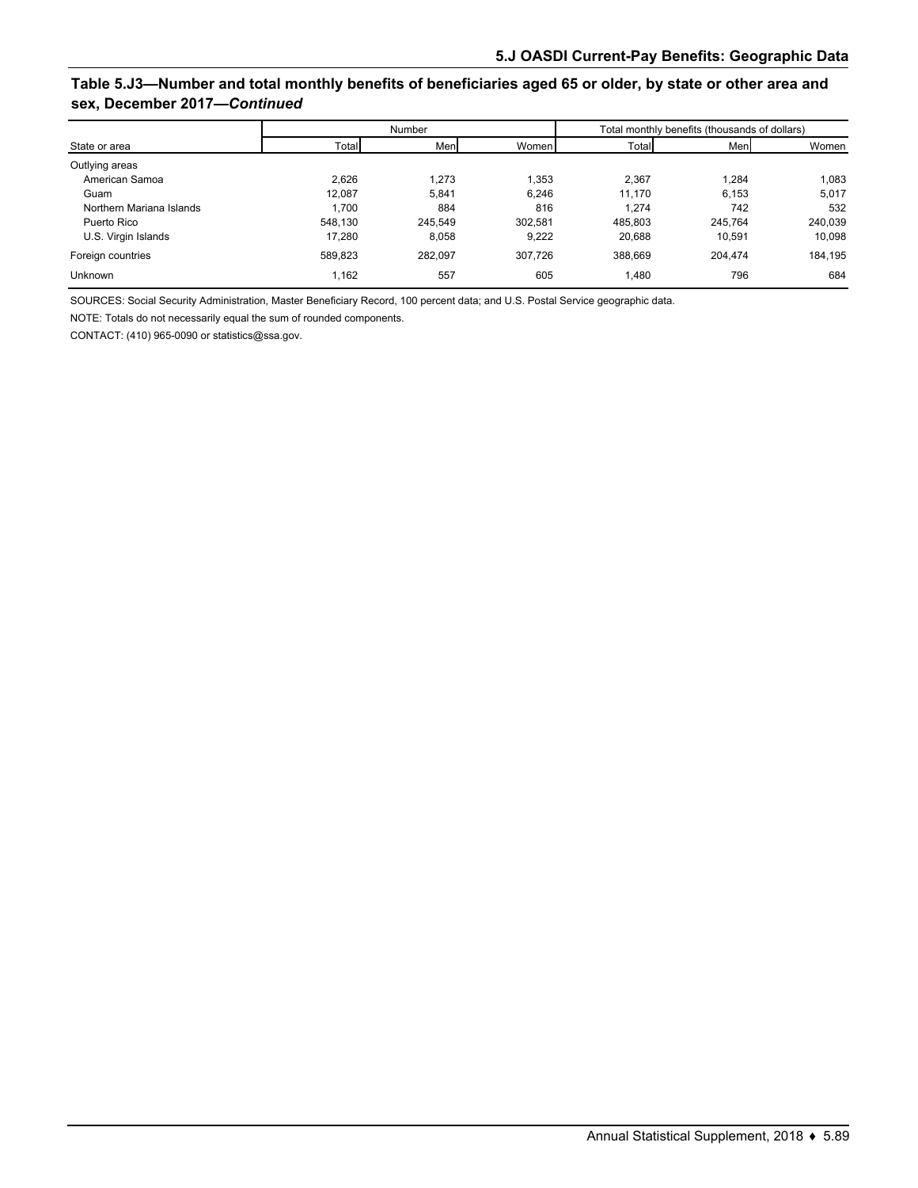## Table 5.J3—Number and total monthly benefits of beneficiaries aged 65 or older, by state or other area and sex, December 2017—*Continued*

| State or area | Number | | | Total monthly benefits (thousands of dollars) | | |
|---|---|---|---|---|---|---|
| | Total | Men | Women | Total | Men | Women |
| Outlying areas | | | | | | |
| American Samoa | 2,626 | 1,273 | 1,353 | 2,367 | 1,284 | 1,083 |
| Guam | 12,087 | 5,841 | 6,246 | 11,170 | 6,153 | 5,017 |
| Northern Mariana Islands | 1,700 | 884 | 816 | 1,274 | 742 | 532 |
| Puerto Rico | 548,130 | 245,549 | 302,581 | 485,803 | 245,764 | 240,039 |
| U.S. Virgin Islands | 17,280 | 8,058 | 9,222 | 20,688 | 10,591 | 10,098 |
| Foreign countries | 589,823 | 282,097 | 307,726 | 388,669 | 204,474 | 184,195 |
| Unknown | 1,162 | 557 | 605 | 1,480 | 796 | 684 |

SOURCES: Social Security Administration, Master Beneficiary Record, 100 percent data; and U.S. Postal Service geographic data.

NOTE: Totals do not necessarily equal the sum of rounded components.

CONTACT: (410) 965-0090 or statistics@ssa.gov.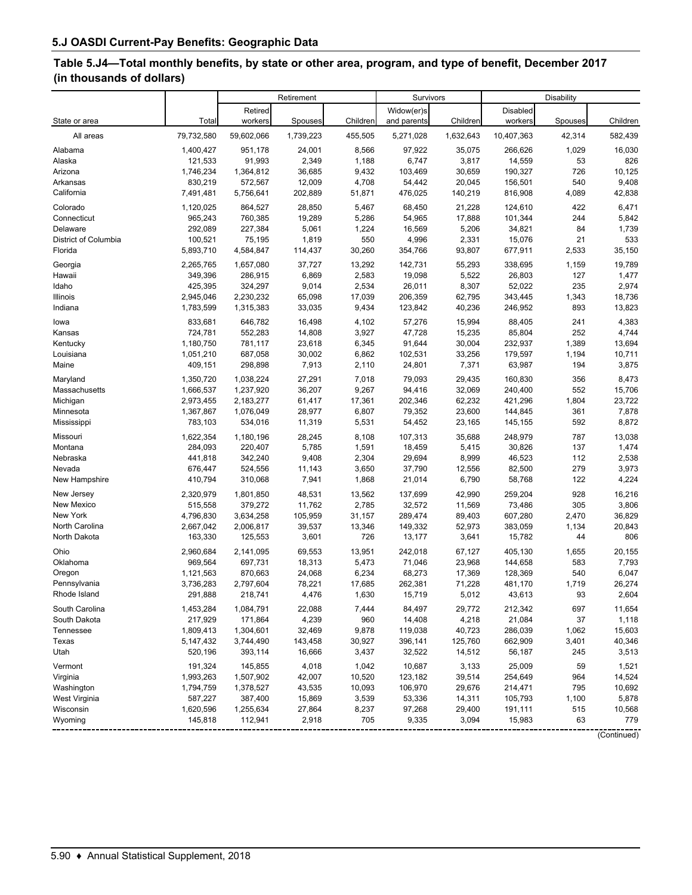## 5.J OASDI Current-Pay Benefits: Geographic Data

### Table 5.J4—Total monthly benefits, by state or other area, program, and type of benefit, December 2017 (in thousands of dollars)

| State or area | Total | Retirement | | | Survivors | | Disability | | |
|---|---|---|---|---|---|---|---|---|---|
| | | Retired workers | Spouses | Children | Widow(er)s and parents | Children | Disabled workers | Spouses | Children |
| All areas | 79,732,580 | 59,602,066 | 1,739,223 | 455,505 | 5,271,028 | 1,632,643 | 10,407,363 | 42,314 | 582,439 |
| Alabama | 1,400,427 | 951,178 | 24,001 | 8,566 | 97,922 | 35,075 | 266,626 | 1,029 | 16,030 |
| Alaska | 121,533 | 91,993 | 2,349 | 1,188 | 6,747 | 3,817 | 14,559 | 53 | 826 |
| Arizona | 1,746,234 | 1,364,812 | 36,685 | 9,432 | 103,469 | 30,659 | 190,327 | 726 | 10,125 |
| Arkansas | 830,219 | 572,567 | 12,009 | 4,708 | 54,442 | 20,045 | 156,501 | 540 | 9,408 |
| California | 7,491,481 | 5,756,641 | 202,889 | 51,871 | 476,025 | 140,219 | 816,908 | 4,089 | 42,838 |
| Colorado | 1,120,025 | 864,527 | 28,850 | 5,467 | 68,450 | 21,228 | 124,610 | 422 | 6,471 |
| Connecticut | 965,243 | 760,385 | 19,289 | 5,286 | 54,965 | 17,888 | 101,344 | 244 | 5,842 |
| Delaware | 292,089 | 227,384 | 5,061 | 1,224 | 16,569 | 5,206 | 34,821 | 84 | 1,739 |
| District of Columbia | 100,521 | 75,195 | 1,819 | 550 | 4,996 | 2,331 | 15,076 | 21 | 533 |
| Florida | 5,893,710 | 4,584,847 | 114,437 | 30,260 | 354,766 | 93,807 | 677,911 | 2,533 | 35,150 |
| Georgia | 2,265,765 | 1,657,080 | 37,727 | 13,292 | 142,731 | 55,293 | 338,695 | 1,159 | 19,789 |
| Hawaii | 349,396 | 286,915 | 6,869 | 2,583 | 19,098 | 5,522 | 26,803 | 127 | 1,477 |
| Idaho | 425,395 | 324,297 | 9,014 | 2,534 | 26,011 | 8,307 | 52,022 | 235 | 2,974 |
| Illinois | 2,945,046 | 2,230,232 | 65,098 | 17,039 | 206,359 | 62,795 | 343,445 | 1,343 | 18,736 |
| Indiana | 1,783,599 | 1,315,383 | 33,035 | 9,434 | 123,842 | 40,236 | 246,952 | 893 | 13,823 |
| Iowa | 833,681 | 646,782 | 16,498 | 4,102 | 57,276 | 15,994 | 88,405 | 241 | 4,383 |
| Kansas | 724,781 | 552,283 | 14,808 | 3,927 | 47,728 | 15,235 | 85,804 | 252 | 4,744 |
| Kentucky | 1,180,750 | 781,117 | 23,618 | 6,345 | 91,644 | 30,004 | 232,937 | 1,389 | 13,694 |
| Louisiana | 1,051,210 | 687,058 | 30,002 | 6,862 | 102,531 | 33,256 | 179,597 | 1,194 | 10,711 |
| Maine | 409,151 | 298,898 | 7,913 | 2,110 | 24,801 | 7,371 | 63,987 | 194 | 3,875 |
| Maryland | 1,350,720 | 1,038,224 | 27,291 | 7,018 | 79,093 | 29,435 | 160,830 | 356 | 8,473 |
| Massachusetts | 1,666,537 | 1,237,920 | 36,207 | 9,267 | 94,416 | 32,069 | 240,400 | 552 | 15,706 |
| Michigan | 2,973,455 | 2,183,277 | 61,417 | 17,361 | 202,346 | 62,232 | 421,296 | 1,804 | 23,722 |
| Minnesota | 1,367,867 | 1,076,049 | 28,977 | 6,807 | 79,352 | 23,600 | 144,845 | 361 | 7,878 |
| Mississippi | 783,103 | 534,016 | 11,319 | 5,531 | 54,452 | 23,165 | 145,155 | 592 | 8,872 |
| Missouri | 1,622,354 | 1,180,196 | 28,245 | 8,108 | 107,313 | 35,688 | 248,979 | 787 | 13,038 |
| Montana | 284,093 | 220,407 | 5,785 | 1,591 | 18,459 | 5,415 | 30,826 | 137 | 1,474 |
| Nebraska | 441,818 | 342,240 | 9,408 | 2,304 | 29,694 | 8,999 | 46,523 | 112 | 2,538 |
| Nevada | 676,447 | 524,556 | 11,143 | 3,650 | 37,790 | 12,556 | 82,500 | 279 | 3,973 |
| New Hampshire | 410,794 | 310,068 | 7,941 | 1,868 | 21,014 | 6,790 | 58,768 | 122 | 4,224 |
| New Jersey | 2,320,979 | 1,801,850 | 48,531 | 13,562 | 137,699 | 42,990 | 259,204 | 928 | 16,216 |
| New Mexico | 515,558 | 379,272 | 11,762 | 2,785 | 32,572 | 11,569 | 73,486 | 305 | 3,806 |
| New York | 4,796,830 | 3,634,258 | 105,959 | 31,157 | 289,474 | 89,403 | 607,280 | 2,470 | 36,829 |
| North Carolina | 2,667,042 | 2,006,817 | 39,537 | 13,346 | 149,332 | 52,973 | 383,059 | 1,134 | 20,843 |
| North Dakota | 163,330 | 125,553 | 3,601 | 726 | 13,177 | 3,641 | 15,782 | 44 | 806 |
| Ohio | 2,960,684 | 2,141,095 | 69,553 | 13,951 | 242,018 | 67,127 | 405,130 | 1,655 | 20,155 |
| Oklahoma | 969,564 | 697,731 | 18,313 | 5,473 | 71,046 | 23,968 | 144,658 | 583 | 7,793 |
| Oregon | 1,121,563 | 870,663 | 24,068 | 6,234 | 68,273 | 17,369 | 128,369 | 540 | 6,047 |
| Pennsylvania | 3,736,283 | 2,797,604 | 78,221 | 17,685 | 262,381 | 71,228 | 481,170 | 1,719 | 26,274 |
| Rhode Island | 291,888 | 218,741 | 4,476 | 1,630 | 15,719 | 5,012 | 43,613 | 93 | 2,604 |
| South Carolina | 1,453,284 | 1,084,791 | 22,088 | 7,444 | 84,497 | 29,772 | 212,342 | 697 | 11,654 |
| South Dakota | 217,929 | 171,864 | 4,239 | 960 | 14,408 | 4,218 | 21,084 | 37 | 1,118 |
| Tennessee | 1,809,413 | 1,304,601 | 32,469 | 9,878 | 119,038 | 40,723 | 286,039 | 1,062 | 15,603 |
| Texas | 5,147,432 | 3,744,490 | 143,458 | 30,927 | 396,141 | 125,760 | 662,909 | 3,401 | 40,346 |
| Utah | 520,196 | 393,114 | 16,666 | 3,437 | 32,522 | 14,512 | 56,187 | 245 | 3,513 |
| Vermont | 191,324 | 145,855 | 4,018 | 1,042 | 10,687 | 3,133 | 25,009 | 59 | 1,521 |
| Virginia | 1,993,263 | 1,507,902 | 42,007 | 10,520 | 123,182 | 39,514 | 254,649 | 964 | 14,524 |
| Washington | 1,794,759 | 1,378,527 | 43,535 | 10,093 | 106,970 | 29,676 | 214,471 | 795 | 10,692 |
| West Virginia | 587,227 | 387,400 | 15,869 | 3,539 | 53,336 | 14,311 | 105,793 | 1,100 | 5,878 |
| Wisconsin | 1,620,596 | 1,255,634 | 27,864 | 8,237 | 97,268 | 29,400 | 191,111 | 515 | 10,568 |
| Wyoming | 145,818 | 112,941 | 2,918 | 705 | 9,335 | 3,094 | 15,983 | 63 | 779 |

(Continued)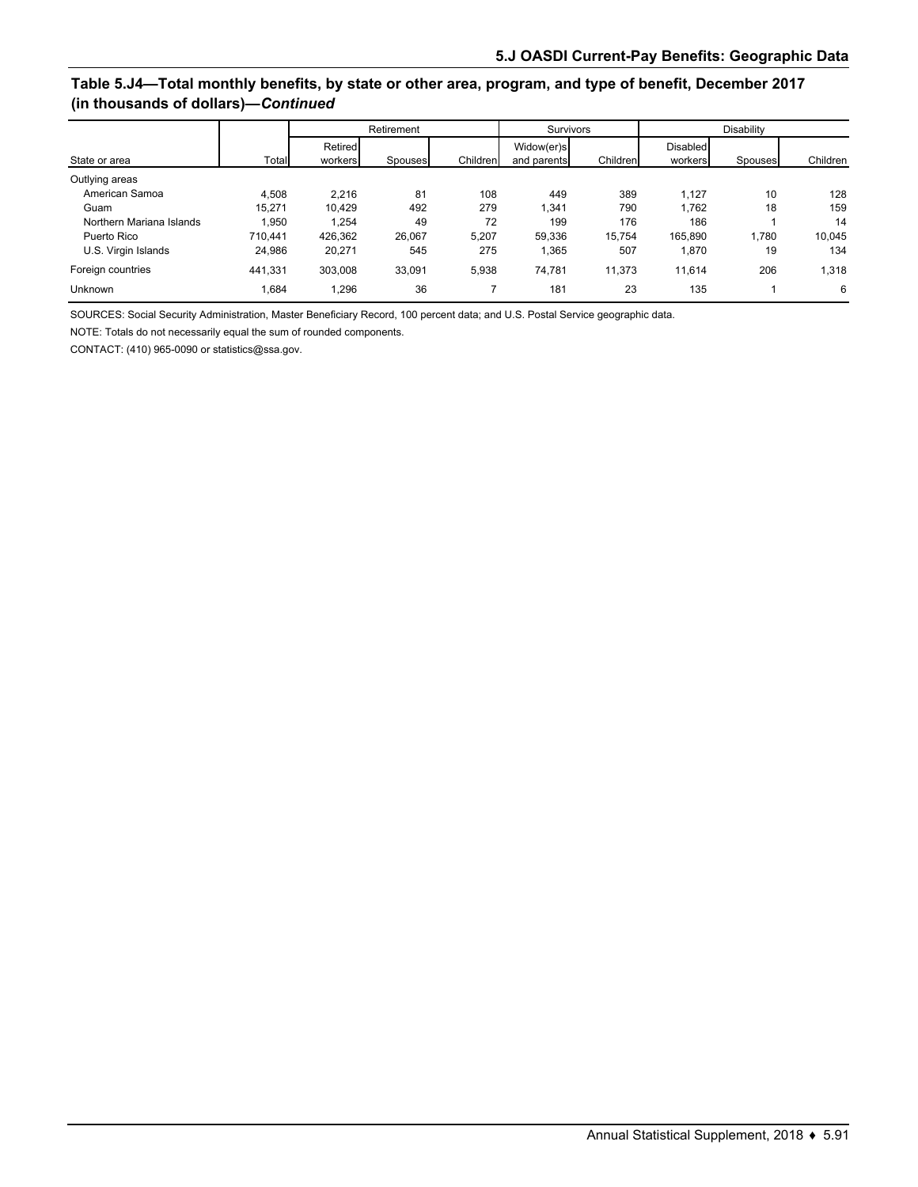## Table 5.J4—Total monthly benefits, by state or other area, program, and type of benefit, December 2017 (in thousands of dollars)—*Continued*

| State or area | Total | Retirement | | | Survivors | | Disability | | |
|---|---|---|---|---|---|---|---|---|---|
| | | Retired workers | Spouses | Children | Widow(er)s and parents | Children | Disabled workers | Spouses | Children |
| Outlying areas | | | | | | | | | |
| American Samoa | 4,508 | 2,216 | 81 | 108 | 449 | 389 | 1,127 | 10 | 128 |
| Guam | 15,271 | 10,429 | 492 | 279 | 1,341 | 790 | 1,762 | 18 | 159 |
| Northern Mariana Islands | 1,950 | 1,254 | 49 | 72 | 199 | 176 | 186 | 1 | 14 |
| Puerto Rico | 710,441 | 426,362 | 26,067 | 5,207 | 59,336 | 15,754 | 165,890 | 1,780 | 10,045 |
| U.S. Virgin Islands | 24,986 | 20,271 | 545 | 275 | 1,365 | 507 | 1,870 | 19 | 134 |
| Foreign countries | 441,331 | 303,008 | 33,091 | 5,938 | 74,781 | 11,373 | 11,614 | 206 | 1,318 |
| Unknown | 1,684 | 1,296 | 36 | 7 | 181 | 23 | 135 | 1 | 6 |

SOURCES: Social Security Administration, Master Beneficiary Record, 100 percent data; and U.S. Postal Service geographic data.

NOTE: Totals do not necessarily equal the sum of rounded components.

CONTACT: (410) 965-0090 or statistics@ssa.gov.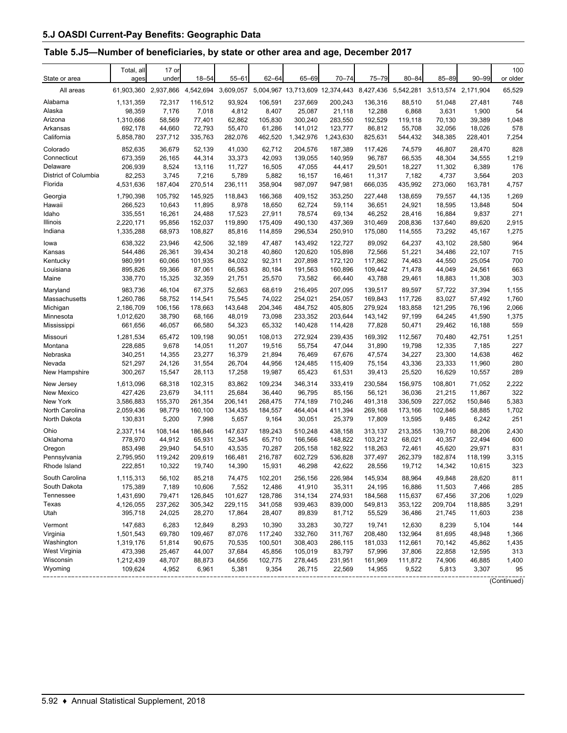## 5.J OASDI Current-Pay Benefits: Geographic Data

### Table 5.J5—Number of beneficiaries, by state or other area and age, December 2017

| State or area | Total, all ages | 17 or under | 18–54 | 55–61 | 62–64 | 65–69 | 70–74 | 75–79 | 80–84 | 85–89 | 90–99 | 100 or older |
|---|---|---|---|---|---|---|---|---|---|---|---|---|
| All areas | 61,903,360 | 2,937,866 | 4,542,694 | 3,609,057 | 5,004,967 | 13,713,609 | 12,374,443 | 8,427,436 | 5,542,281 | 3,513,574 | 2,171,904 | 65,529 |
| Alabama | 1,131,359 | 72,317 | 116,512 | 93,924 | 106,591 | 237,669 | 200,243 | 136,316 | 88,510 | 51,048 | 27,481 | 748 |
| Alaska | 98,359 | 7,176 | 7,018 | 4,812 | 8,407 | 25,087 | 21,118 | 12,288 | 6,868 | 3,631 | 1,900 | 54 |
| Arizona | 1,310,666 | 58,569 | 77,401 | 62,862 | 105,830 | 300,240 | 283,550 | 192,529 | 119,118 | 70,130 | 39,389 | 1,048 |
| Arkansas | 692,178 | 44,660 | 72,793 | 55,470 | 61,286 | 141,012 | 123,777 | 86,812 | 55,708 | 32,056 | 18,026 | 578 |
| California | 5,858,780 | 237,712 | 335,763 | 282,076 | 462,520 | 1,342,976 | 1,243,630 | 825,631 | 544,432 | 348,385 | 228,401 | 7,254 |
| Colorado | 852,635 | 36,679 | 52,139 | 41,030 | 62,712 | 204,576 | 187,389 | 117,426 | 74,579 | 46,807 | 28,470 | 828 |
| Connecticut | 673,359 | 26,165 | 44,314 | 33,373 | 42,093 | 139,055 | 140,959 | 96,787 | 66,535 | 48,304 | 34,555 | 1,219 |
| Delaware | 206,939 | 8,524 | 13,116 | 11,727 | 16,505 | 47,055 | 44,417 | 29,501 | 18,227 | 11,302 | 6,389 | 176 |
| District of Columbia | 82,253 | 3,745 | 7,216 | 5,789 | 5,882 | 16,157 | 16,461 | 11,317 | 7,182 | 4,737 | 3,564 | 203 |
| Florida | 4,531,636 | 187,404 | 270,514 | 236,111 | 358,904 | 987,097 | 947,981 | 666,035 | 435,992 | 273,060 | 163,781 | 4,757 |
| Georgia | 1,790,398 | 105,792 | 145,925 | 118,843 | 166,368 | 409,152 | 353,250 | 227,448 | 138,659 | 79,557 | 44,135 | 1,269 |
| Hawaii | 266,523 | 10,643 | 11,895 | 8,978 | 18,650 | 62,724 | 59,114 | 36,651 | 24,921 | 18,595 | 13,848 | 504 |
| Idaho | 335,551 | 16,261 | 24,488 | 17,523 | 27,911 | 78,574 | 69,134 | 46,252 | 28,416 | 16,884 | 9,837 | 271 |
| Illinois | 2,220,171 | 95,856 | 152,037 | 119,890 | 175,409 | 490,130 | 437,369 | 310,469 | 208,836 | 137,640 | 89,620 | 2,915 |
| Indiana | 1,335,288 | 68,973 | 108,827 | 85,816 | 114,859 | 296,534 | 250,910 | 175,080 | 114,555 | 73,292 | 45,167 | 1,275 |
| Iowa | 638,322 | 23,946 | 42,506 | 32,189 | 47,487 | 143,492 | 122,727 | 89,092 | 64,237 | 43,102 | 28,580 | 964 |
| Kansas | 544,486 | 26,361 | 39,434 | 30,218 | 40,860 | 120,620 | 105,898 | 72,566 | 51,221 | 34,486 | 22,107 | 715 |
| Kentucky | 980,991 | 60,066 | 101,935 | 84,032 | 92,311 | 207,898 | 172,120 | 117,862 | 74,463 | 44,550 | 25,054 | 700 |
| Louisiana | 895,826 | 59,366 | 87,061 | 66,563 | 80,184 | 191,563 | 160,896 | 109,442 | 71,478 | 44,049 | 24,561 | 663 |
| Maine | 338,770 | 15,325 | 32,359 | 21,751 | 25,570 | 73,582 | 66,440 | 43,788 | 29,461 | 18,883 | 11,308 | 303 |
| Maryland | 983,736 | 46,104 | 67,375 | 52,663 | 68,619 | 216,495 | 207,095 | 139,517 | 89,597 | 57,722 | 37,394 | 1,155 |
| Massachusetts | 1,260,786 | 58,752 | 114,541 | 75,545 | 74,022 | 254,021 | 254,057 | 169,843 | 117,726 | 83,027 | 57,492 | 1,760 |
| Michigan | 2,186,709 | 106,156 | 178,663 | 143,648 | 204,346 | 484,752 | 405,805 | 279,924 | 183,858 | 121,295 | 76,196 | 2,066 |
| Minnesota | 1,012,620 | 38,790 | 68,166 | 48,019 | 73,098 | 233,352 | 203,644 | 143,142 | 97,199 | 64,245 | 41,590 | 1,375 |
| Mississippi | 661,656 | 46,057 | 66,580 | 54,323 | 65,332 | 140,428 | 114,428 | 77,828 | 50,471 | 29,462 | 16,188 | 559 |
| Missouri | 1,281,534 | 65,472 | 109,198 | 90,051 | 108,013 | 272,924 | 239,435 | 169,392 | 112,567 | 70,480 | 42,751 | 1,251 |
| Montana | 228,685 | 9,678 | 14,051 | 11,207 | 19,516 | 55,754 | 47,044 | 31,890 | 19,798 | 12,335 | 7,185 | 227 |
| Nebraska | 340,251 | 14,355 | 23,277 | 16,379 | 21,894 | 76,469 | 67,676 | 47,574 | 34,227 | 23,300 | 14,638 | 462 |
| Nevada | 521,297 | 24,126 | 31,554 | 26,704 | 44,956 | 124,485 | 115,409 | 75,154 | 43,336 | 23,333 | 11,960 | 280 |
| New Hampshire | 300,267 | 15,547 | 28,113 | 17,258 | 19,987 | 65,423 | 61,531 | 39,413 | 25,520 | 16,629 | 10,557 | 289 |
| New Jersey | 1,613,096 | 68,318 | 102,315 | 83,862 | 109,234 | 346,314 | 333,419 | 230,584 | 156,975 | 108,801 | 71,052 | 2,222 |
| New Mexico | 427,426 | 23,679 | 34,111 | 25,684 | 36,440 | 96,795 | 85,156 | 56,121 | 36,036 | 21,215 | 11,867 | 322 |
| New York | 3,586,883 | 155,370 | 261,354 | 206,141 | 268,475 | 774,189 | 710,246 | 491,318 | 336,509 | 227,052 | 150,846 | 5,383 |
| North Carolina | 2,059,436 | 98,779 | 160,100 | 134,435 | 184,557 | 464,404 | 411,394 | 269,168 | 173,166 | 102,846 | 58,885 | 1,702 |
| North Dakota | 130,831 | 5,200 | 7,998 | 5,657 | 9,164 | 30,051 | 25,379 | 17,809 | 13,595 | 9,485 | 6,242 | 251 |
| Ohio | 2,337,114 | 108,144 | 186,846 | 147,637 | 189,243 | 510,248 | 438,158 | 313,137 | 213,355 | 139,710 | 88,206 | 2,430 |
| Oklahoma | 778,970 | 44,912 | 65,931 | 52,345 | 65,710 | 166,566 | 148,822 | 103,212 | 68,021 | 40,357 | 22,494 | 600 |
| Oregon | 853,498 | 29,940 | 54,510 | 43,535 | 70,287 | 205,158 | 182,922 | 118,263 | 72,461 | 45,620 | 29,971 | 831 |
| Pennsylvania | 2,795,950 | 119,242 | 209,619 | 166,481 | 216,787 | 602,729 | 536,828 | 377,497 | 262,379 | 182,874 | 118,199 | 3,315 |
| Rhode Island | 222,851 | 10,322 | 19,740 | 14,390 | 15,931 | 46,298 | 42,622 | 28,556 | 19,712 | 14,342 | 10,615 | 323 |
| South Carolina | 1,115,313 | 56,102 | 85,218 | 74,475 | 102,201 | 256,156 | 226,984 | 145,934 | 88,964 | 49,848 | 28,620 | 811 |
| South Dakota | 175,389 | 7,189 | 10,606 | 7,552 | 12,486 | 41,910 | 35,311 | 24,195 | 16,886 | 11,503 | 7,466 | 285 |
| Tennessee | 1,431,690 | 79,471 | 126,845 | 101,627 | 128,786 | 314,134 | 274,931 | 184,568 | 115,637 | 67,456 | 37,206 | 1,029 |
| Texas | 4,126,055 | 237,262 | 305,342 | 229,115 | 341,058 | 939,463 | 839,000 | 549,813 | 353,122 | 209,704 | 118,885 | 3,291 |
| Utah | 395,718 | 24,025 | 28,270 | 17,864 | 28,407 | 89,839 | 81,712 | 55,529 | 36,486 | 21,745 | 11,603 | 238 |
| Vermont | 147,683 | 6,283 | 12,849 | 8,293 | 10,390 | 33,283 | 30,727 | 19,741 | 12,630 | 8,239 | 5,104 | 144 |
| Virginia | 1,501,543 | 69,780 | 109,467 | 87,076 | 117,240 | 332,760 | 311,767 | 208,480 | 132,964 | 81,695 | 48,948 | 1,366 |
| Washington | 1,319,176 | 51,814 | 90,675 | 70,535 | 100,501 | 308,403 | 286,115 | 181,033 | 112,661 | 70,142 | 45,862 | 1,435 |
| West Virginia | 473,398 | 25,467 | 44,007 | 37,684 | 45,856 | 105,019 | 83,797 | 57,996 | 37,806 | 22,858 | 12,595 | 313 |
| Wisconsin | 1,212,439 | 48,707 | 88,873 | 64,656 | 102,775 | 278,445 | 231,951 | 161,969 | 111,872 | 74,906 | 46,885 | 1,400 |
| Wyoming | 109,624 | 4,952 | 6,961 | 5,381 | 9,354 | 26,715 | 22,569 | 14,955 | 9,522 | 5,813 | 3,307 | 95 |

(Continued)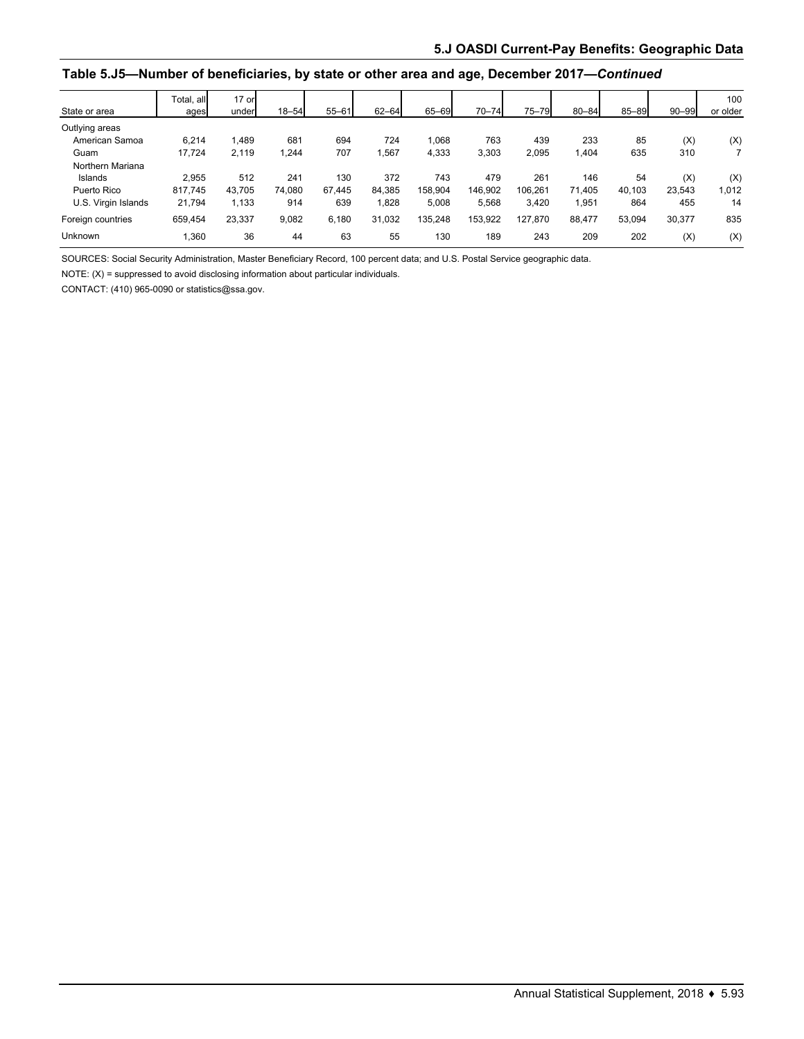## Table 5.J5—Number of beneficiaries, by state or other area and age, December 2017—*Continued*

| State or area | Total, all ages | 17 or under | 18–54 | 55–61 | 62–64 | 65–69 | 70–74 | 75–79 | 80–84 | 85–89 | 90–99 | 100 or older |
|---|---|---|---|---|---|---|---|---|---|---|---|---|
| Outlying areas | | | | | | | | | | | | |
| American Samoa | 6,214 | 1,489 | 681 | 694 | 724 | 1,068 | 763 | 439 | 233 | 85 | (X) | (X) |
| Guam | 17,724 | 2,119 | 1,244 | 707 | 1,567 | 4,333 | 3,303 | 2,095 | 1,404 | 635 | 310 | 7 |
| Northern Mariana Islands | 2,955 | 512 | 241 | 130 | 372 | 743 | 479 | 261 | 146 | 54 | (X) | (X) |
| Puerto Rico | 817,745 | 43,705 | 74,080 | 67,445 | 84,385 | 158,904 | 146,902 | 106,261 | 71,405 | 40,103 | 23,543 | 1,012 |
| U.S. Virgin Islands | 21,794 | 1,133 | 914 | 639 | 1,828 | 5,008 | 5,568 | 3,420 | 1,951 | 864 | 455 | 14 |
| Foreign countries | 659,454 | 23,337 | 9,082 | 6,180 | 31,032 | 135,248 | 153,922 | 127,870 | 88,477 | 53,094 | 30,377 | 835 |
| Unknown | 1,360 | 36 | 44 | 63 | 55 | 130 | 189 | 243 | 209 | 202 | (X) | (X) |

SOURCES: Social Security Administration, Master Beneficiary Record, 100 percent data; and U.S. Postal Service geographic data.

NOTE: (X) = suppressed to avoid disclosing information about particular individuals.

CONTACT: (410) 965-0090 or statistics@ssa.gov.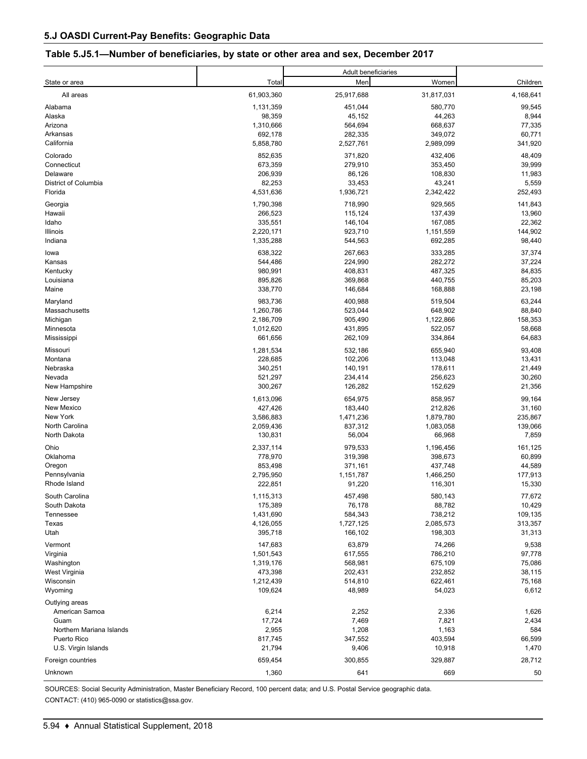## 5.J OASDI Current-Pay Benefits: Geographic Data

### Table 5.J5.1—Number of beneficiaries, by state or other area and sex, December 2017

| State or area | Total | Adult beneficiaries | | Children |
|---|---|---|---|---|
| | | Men | Women | |
| All areas | 61,903,360 | 25,917,688 | 31,817,031 | 4,168,641 |
| Alabama | 1,131,359 | 451,044 | 580,770 | 99,545 |
| Alaska | 98,359 | 45,152 | 44,263 | 8,944 |
| Arizona | 1,310,666 | 564,694 | 668,637 | 77,335 |
| Arkansas | 692,178 | 282,335 | 349,072 | 60,771 |
| California | 5,858,780 | 2,527,761 | 2,989,099 | 341,920 |
| Colorado | 852,635 | 371,820 | 432,406 | 48,409 |
| Connecticut | 673,359 | 279,910 | 353,450 | 39,999 |
| Delaware | 206,939 | 86,126 | 108,830 | 11,983 |
| District of Columbia | 82,253 | 33,453 | 43,241 | 5,559 |
| Florida | 4,531,636 | 1,936,721 | 2,342,422 | 252,493 |
| Georgia | 1,790,398 | 718,990 | 929,565 | 141,843 |
| Hawaii | 266,523 | 115,124 | 137,439 | 13,960 |
| Idaho | 335,551 | 146,104 | 167,085 | 22,362 |
| Illinois | 2,220,171 | 923,710 | 1,151,559 | 144,902 |
| Indiana | 1,335,288 | 544,563 | 692,285 | 98,440 |
| Iowa | 638,322 | 267,663 | 333,285 | 37,374 |
| Kansas | 544,486 | 224,990 | 282,272 | 37,224 |
| Kentucky | 980,991 | 408,831 | 487,325 | 84,835 |
| Louisiana | 895,826 | 369,868 | 440,755 | 85,203 |
| Maine | 338,770 | 146,684 | 168,888 | 23,198 |
| Maryland | 983,736 | 400,988 | 519,504 | 63,244 |
| Massachusetts | 1,260,786 | 523,044 | 648,902 | 88,840 |
| Michigan | 2,186,709 | 905,490 | 1,122,866 | 158,353 |
| Minnesota | 1,012,620 | 431,895 | 522,057 | 58,668 |
| Mississippi | 661,656 | 262,109 | 334,864 | 64,683 |
| Missouri | 1,281,534 | 532,186 | 655,940 | 93,408 |
| Montana | 228,685 | 102,206 | 113,048 | 13,431 |
| Nebraska | 340,251 | 140,191 | 178,611 | 21,449 |
| Nevada | 521,297 | 234,414 | 256,623 | 30,260 |
| New Hampshire | 300,267 | 126,282 | 152,629 | 21,356 |
| New Jersey | 1,613,096 | 654,975 | 858,957 | 99,164 |
| New Mexico | 427,426 | 183,440 | 212,826 | 31,160 |
| New York | 3,586,883 | 1,471,236 | 1,879,780 | 235,867 |
| North Carolina | 2,059,436 | 837,312 | 1,083,058 | 139,066 |
| North Dakota | 130,831 | 56,004 | 66,968 | 7,859 |
| Ohio | 2,337,114 | 979,533 | 1,196,456 | 161,125 |
| Oklahoma | 778,970 | 319,398 | 398,673 | 60,899 |
| Oregon | 853,498 | 371,161 | 437,748 | 44,589 |
| Pennsylvania | 2,795,950 | 1,151,787 | 1,466,250 | 177,913 |
| Rhode Island | 222,851 | 91,220 | 116,301 | 15,330 |
| South Carolina | 1,115,313 | 457,498 | 580,143 | 77,672 |
| South Dakota | 175,389 | 76,178 | 88,782 | 10,429 |
| Tennessee | 1,431,690 | 584,343 | 738,212 | 109,135 |
| Texas | 4,126,055 | 1,727,125 | 2,085,573 | 313,357 |
| Utah | 395,718 | 166,102 | 198,303 | 31,313 |
| Vermont | 147,683 | 63,879 | 74,266 | 9,538 |
| Virginia | 1,501,543 | 617,555 | 786,210 | 97,778 |
| Washington | 1,319,176 | 568,981 | 675,109 | 75,086 |
| West Virginia | 473,398 | 202,431 | 232,852 | 38,115 |
| Wisconsin | 1,212,439 | 514,810 | 622,461 | 75,168 |
| Wyoming | 109,624 | 48,989 | 54,023 | 6,612 |
| Outlying areas | | | | |
| American Samoa | 6,214 | 2,252 | 2,336 | 1,626 |
| Guam | 17,724 | 7,469 | 7,821 | 2,434 |
| Northern Mariana Islands | 2,955 | 1,208 | 1,163 | 584 |
| Puerto Rico | 817,745 | 347,552 | 403,594 | 66,599 |
| U.S. Virgin Islands | 21,794 | 9,406 | 10,918 | 1,470 |
| Foreign countries | 659,454 | 300,855 | 329,887 | 28,712 |
| Unknown | 1,360 | 641 | 669 | 50 |

SOURCES: Social Security Administration, Master Beneficiary Record, 100 percent data; and U.S. Postal Service geographic data.

CONTACT: (410) 965-0090 or statistics@ssa.gov.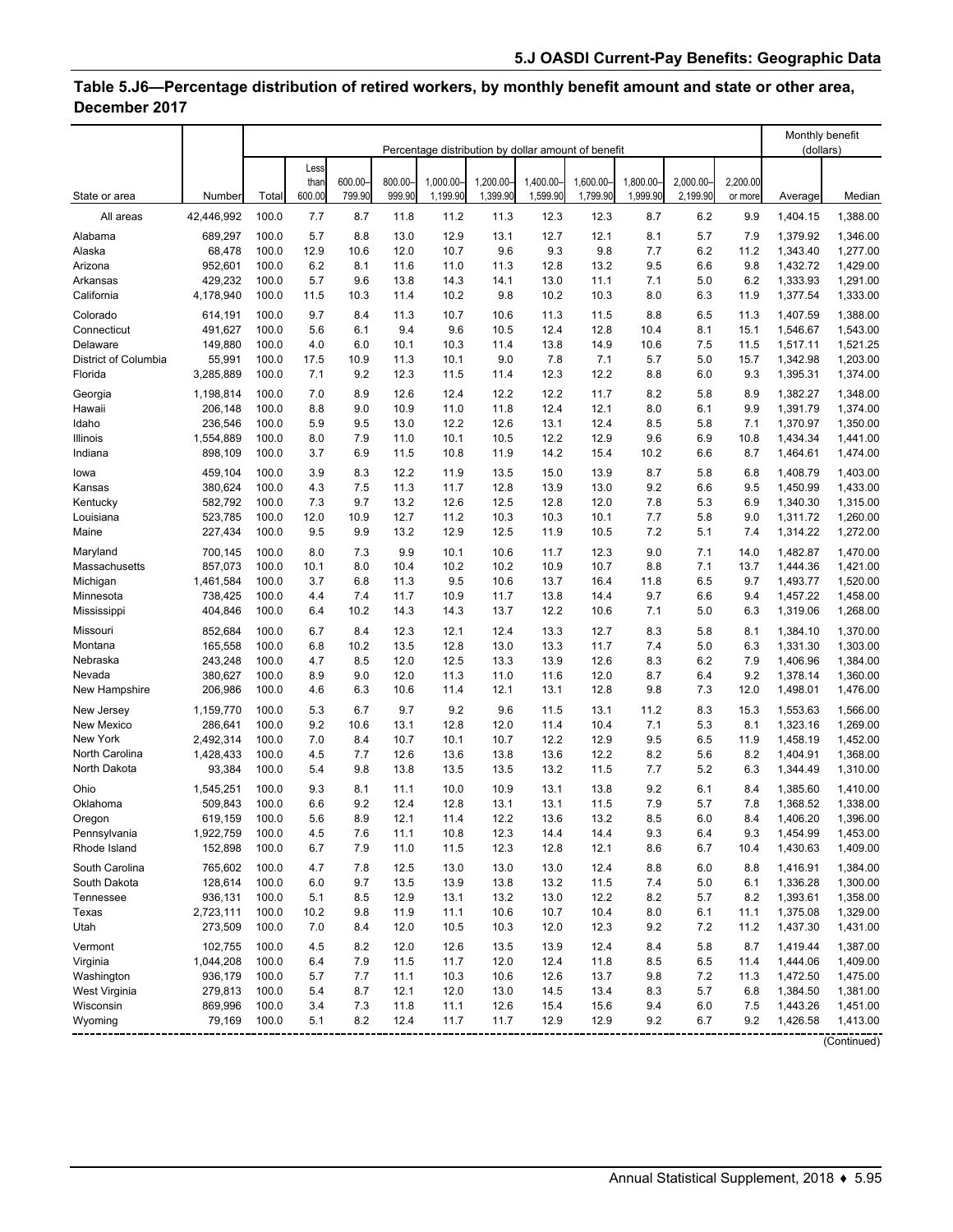## Table 5.J6—Percentage distribution of retired workers, by monthly benefit amount and state or other area, December 2017

| State or area | Number | Percentage distribution by dollar amount of benefit | | | | | | | | | | | Monthly benefit (dollars) | |
|---|---|---|---|---|---|---|---|---|---|---|---|---|---|---|
| | | Total | Less than 600.00 | 600.00–799.90 | 800.00–999.90 | 1,000.00–1,199.90 | 1,200.00–1,399.90 | 1,400.00–1,599.90 | 1,600.00–1,799.90 | 1,800.00–1,999.90 | 2,000.00–2,199.90 | 2,200.00 or more | Average | Median |
| All areas | 42,446,992 | 100.0 | 7.7 | 8.7 | 11.8 | 11.2 | 11.3 | 12.3 | 12.3 | 8.7 | 6.2 | 9.9 | 1,404.15 | 1,388.00 |
| Alabama | 689,297 | 100.0 | 5.7 | 8.8 | 13.0 | 12.9 | 13.1 | 12.7 | 12.1 | 8.1 | 5.7 | 7.9 | 1,379.92 | 1,346.00 |
| Alaska | 68,478 | 100.0 | 12.9 | 10.6 | 12.0 | 10.7 | 9.6 | 9.3 | 9.8 | 7.7 | 6.2 | 11.2 | 1,343.40 | 1,277.00 |
| Arizona | 952,601 | 100.0 | 6.2 | 8.1 | 11.6 | 11.0 | 11.3 | 12.8 | 13.2 | 9.5 | 6.6 | 9.8 | 1,432.72 | 1,429.00 |
| Arkansas | 429,232 | 100.0 | 5.7 | 9.6 | 13.8 | 14.3 | 14.1 | 13.0 | 11.1 | 7.1 | 5.0 | 6.2 | 1,333.93 | 1,291.00 |
| California | 4,178,940 | 100.0 | 11.5 | 10.3 | 11.4 | 10.2 | 9.8 | 10.2 | 10.3 | 8.0 | 6.3 | 11.9 | 1,377.54 | 1,333.00 |
| Colorado | 614,191 | 100.0 | 9.7 | 8.4 | 11.3 | 10.7 | 10.6 | 11.3 | 11.5 | 8.8 | 6.5 | 11.3 | 1,407.59 | 1,388.00 |
| Connecticut | 491,627 | 100.0 | 5.6 | 6.1 | 9.4 | 9.6 | 10.5 | 12.4 | 12.8 | 10.4 | 8.1 | 15.1 | 1,546.67 | 1,543.00 |
| Delaware | 149,880 | 100.0 | 4.0 | 6.0 | 10.1 | 10.3 | 11.4 | 13.8 | 14.9 | 10.6 | 7.5 | 11.5 | 1,517.11 | 1,521.25 |
| District of Columbia | 55,991 | 100.0 | 17.5 | 10.9 | 11.3 | 10.1 | 9.0 | 7.8 | 7.1 | 5.7 | 5.0 | 15.7 | 1,342.98 | 1,203.00 |
| Florida | 3,285,889 | 100.0 | 7.1 | 9.2 | 12.3 | 11.5 | 11.4 | 12.3 | 12.2 | 8.8 | 6.0 | 9.3 | 1,395.31 | 1,374.00 |
| Georgia | 1,198,814 | 100.0 | 7.0 | 8.9 | 12.6 | 12.4 | 12.2 | 12.2 | 11.7 | 8.2 | 5.8 | 8.9 | 1,382.27 | 1,348.00 |
| Hawaii | 206,148 | 100.0 | 8.8 | 9.0 | 10.9 | 11.0 | 11.8 | 12.4 | 12.1 | 8.0 | 6.1 | 9.9 | 1,391.79 | 1,374.00 |
| Idaho | 236,546 | 100.0 | 5.9 | 9.5 | 13.0 | 12.2 | 12.6 | 13.1 | 12.4 | 8.5 | 5.8 | 7.1 | 1,370.97 | 1,350.00 |
| Illinois | 1,554,889 | 100.0 | 8.0 | 7.9 | 11.0 | 10.1 | 10.5 | 12.2 | 12.9 | 9.6 | 6.9 | 10.8 | 1,434.34 | 1,441.00 |
| Indiana | 898,109 | 100.0 | 3.7 | 6.9 | 11.5 | 10.8 | 11.9 | 14.2 | 15.4 | 10.2 | 6.6 | 8.7 | 1,464.61 | 1,474.00 |
| Iowa | 459,104 | 100.0 | 3.9 | 8.3 | 12.2 | 11.9 | 13.5 | 15.0 | 13.9 | 8.7 | 5.8 | 6.8 | 1,408.79 | 1,403.00 |
| Kansas | 380,624 | 100.0 | 4.3 | 7.5 | 11.3 | 11.7 | 12.8 | 13.9 | 13.0 | 9.2 | 6.6 | 9.5 | 1,450.99 | 1,433.00 |
| Kentucky | 582,792 | 100.0 | 7.3 | 9.7 | 13.2 | 12.6 | 12.5 | 12.8 | 12.0 | 7.8 | 5.3 | 6.9 | 1,340.30 | 1,315.00 |
| Louisiana | 523,785 | 100.0 | 12.0 | 10.9 | 12.7 | 11.2 | 10.3 | 10.3 | 10.1 | 7.7 | 5.8 | 9.0 | 1,311.72 | 1,260.00 |
| Maine | 227,434 | 100.0 | 9.5 | 9.9 | 13.2 | 12.9 | 12.5 | 11.9 | 10.5 | 7.2 | 5.1 | 7.4 | 1,314.22 | 1,272.00 |
| Maryland | 700,145 | 100.0 | 8.0 | 7.3 | 9.9 | 10.1 | 10.6 | 11.7 | 12.3 | 9.0 | 7.1 | 14.0 | 1,482.87 | 1,470.00 |
| Massachusetts | 857,073 | 100.0 | 10.1 | 8.0 | 10.4 | 10.2 | 10.2 | 10.9 | 10.7 | 8.8 | 7.1 | 13.7 | 1,444.36 | 1,421.00 |
| Michigan | 1,461,584 | 100.0 | 3.7 | 6.8 | 11.3 | 9.5 | 10.6 | 13.7 | 16.4 | 11.8 | 6.5 | 9.7 | 1,493.77 | 1,520.00 |
| Minnesota | 738,425 | 100.0 | 4.4 | 7.4 | 11.7 | 10.9 | 11.7 | 13.8 | 14.4 | 9.7 | 6.6 | 9.4 | 1,457.22 | 1,458.00 |
| Mississippi | 404,846 | 100.0 | 6.4 | 10.2 | 14.3 | 14.3 | 13.7 | 12.2 | 10.6 | 7.1 | 5.0 | 6.3 | 1,319.06 | 1,268.00 |
| Missouri | 852,684 | 100.0 | 6.7 | 8.4 | 12.3 | 12.1 | 12.4 | 13.3 | 12.7 | 8.3 | 5.8 | 8.1 | 1,384.10 | 1,370.00 |
| Montana | 165,558 | 100.0 | 6.8 | 10.2 | 13.5 | 12.8 | 13.0 | 13.3 | 11.7 | 7.4 | 5.0 | 6.3 | 1,331.30 | 1,303.00 |
| Nebraska | 243,248 | 100.0 | 4.7 | 8.5 | 12.0 | 12.5 | 13.3 | 13.9 | 12.6 | 8.3 | 6.2 | 7.9 | 1,406.96 | 1,384.00 |
| Nevada | 380,627 | 100.0 | 8.9 | 9.0 | 12.0 | 11.3 | 11.0 | 11.6 | 12.0 | 8.7 | 6.4 | 9.2 | 1,378.14 | 1,360.00 |
| New Hampshire | 206,986 | 100.0 | 4.6 | 6.3 | 10.6 | 11.4 | 12.1 | 13.1 | 12.8 | 9.8 | 7.3 | 12.0 | 1,498.01 | 1,476.00 |
| New Jersey | 1,159,770 | 100.0 | 5.3 | 6.7 | 9.7 | 9.2 | 9.6 | 11.5 | 13.1 | 11.2 | 8.3 | 15.3 | 1,553.63 | 1,566.00 |
| New Mexico | 286,641 | 100.0 | 9.2 | 10.6 | 13.1 | 12.8 | 12.0 | 11.4 | 10.4 | 7.1 | 5.3 | 8.1 | 1,323.16 | 1,269.00 |
| New York | 2,492,314 | 100.0 | 7.0 | 8.4 | 10.7 | 10.1 | 10.7 | 12.2 | 12.9 | 9.5 | 6.5 | 11.9 | 1,458.19 | 1,452.00 |
| North Carolina | 1,428,433 | 100.0 | 4.5 | 7.7 | 12.6 | 13.6 | 13.8 | 13.6 | 12.2 | 8.2 | 5.6 | 8.2 | 1,404.91 | 1,368.00 |
| North Dakota | 93,384 | 100.0 | 5.4 | 9.8 | 13.8 | 13.5 | 13.5 | 13.2 | 11.5 | 7.7 | 5.2 | 6.3 | 1,344.49 | 1,310.00 |
| Ohio | 1,545,251 | 100.0 | 9.3 | 8.1 | 11.1 | 10.0 | 10.9 | 13.1 | 13.8 | 9.2 | 6.1 | 8.4 | 1,385.60 | 1,410.00 |
| Oklahoma | 509,843 | 100.0 | 6.6 | 9.2 | 12.4 | 12.8 | 13.1 | 13.1 | 11.5 | 7.9 | 5.7 | 7.8 | 1,368.52 | 1,338.00 |
| Oregon | 619,159 | 100.0 | 5.6 | 8.9 | 12.1 | 11.4 | 12.2 | 13.6 | 13.2 | 8.5 | 6.0 | 8.4 | 1,406.20 | 1,396.00 |
| Pennsylvania | 1,922,759 | 100.0 | 4.5 | 7.6 | 11.1 | 10.8 | 12.3 | 14.4 | 14.4 | 9.3 | 6.4 | 9.3 | 1,454.99 | 1,453.00 |
| Rhode Island | 152,898 | 100.0 | 6.7 | 7.9 | 11.0 | 11.5 | 12.3 | 12.8 | 12.1 | 8.6 | 6.7 | 10.4 | 1,430.63 | 1,409.00 |
| South Carolina | 765,602 | 100.0 | 4.7 | 7.8 | 12.5 | 13.0 | 13.0 | 13.0 | 12.4 | 8.8 | 6.0 | 8.8 | 1,416.91 | 1,384.00 |
| South Dakota | 128,614 | 100.0 | 6.0 | 9.7 | 13.5 | 13.9 | 13.8 | 13.2 | 11.5 | 7.4 | 5.0 | 6.1 | 1,336.28 | 1,300.00 |
| Tennessee | 936,131 | 100.0 | 5.1 | 8.5 | 12.9 | 13.1 | 13.2 | 13.0 | 12.2 | 8.2 | 5.7 | 8.2 | 1,393.61 | 1,358.00 |
| Texas | 2,723,111 | 100.0 | 10.2 | 9.8 | 11.9 | 11.1 | 10.6 | 10.7 | 10.4 | 8.0 | 6.1 | 11.1 | 1,375.08 | 1,329.00 |
| Utah | 273,509 | 100.0 | 7.0 | 8.4 | 12.0 | 10.5 | 10.3 | 12.0 | 12.3 | 9.2 | 7.2 | 11.2 | 1,437.30 | 1,431.00 |
| Vermont | 102,755 | 100.0 | 4.5 | 8.2 | 12.0 | 12.6 | 13.5 | 13.9 | 12.4 | 8.4 | 5.8 | 8.7 | 1,419.44 | 1,387.00 |
| Virginia | 1,044,208 | 100.0 | 6.4 | 7.9 | 11.5 | 11.7 | 12.0 | 12.4 | 11.8 | 8.5 | 6.5 | 11.4 | 1,444.06 | 1,409.00 |
| Washington | 936,179 | 100.0 | 5.7 | 7.7 | 11.1 | 10.3 | 10.6 | 12.6 | 13.7 | 9.8 | 7.2 | 11.3 | 1,472.50 | 1,475.00 |
| West Virginia | 279,813 | 100.0 | 5.4 | 8.7 | 12.1 | 12.0 | 13.0 | 14.5 | 13.4 | 8.3 | 5.7 | 6.8 | 1,384.50 | 1,381.00 |
| Wisconsin | 869,996 | 100.0 | 3.4 | 7.3 | 11.8 | 11.1 | 12.6 | 15.4 | 15.6 | 9.4 | 6.0 | 7.5 | 1,443.26 | 1,451.00 |
| Wyoming | 79,169 | 100.0 | 5.1 | 8.2 | 12.4 | 11.7 | 11.7 | 12.9 | 12.9 | 9.2 | 6.7 | 9.2 | 1,426.58 | 1,413.00 |

(Continued)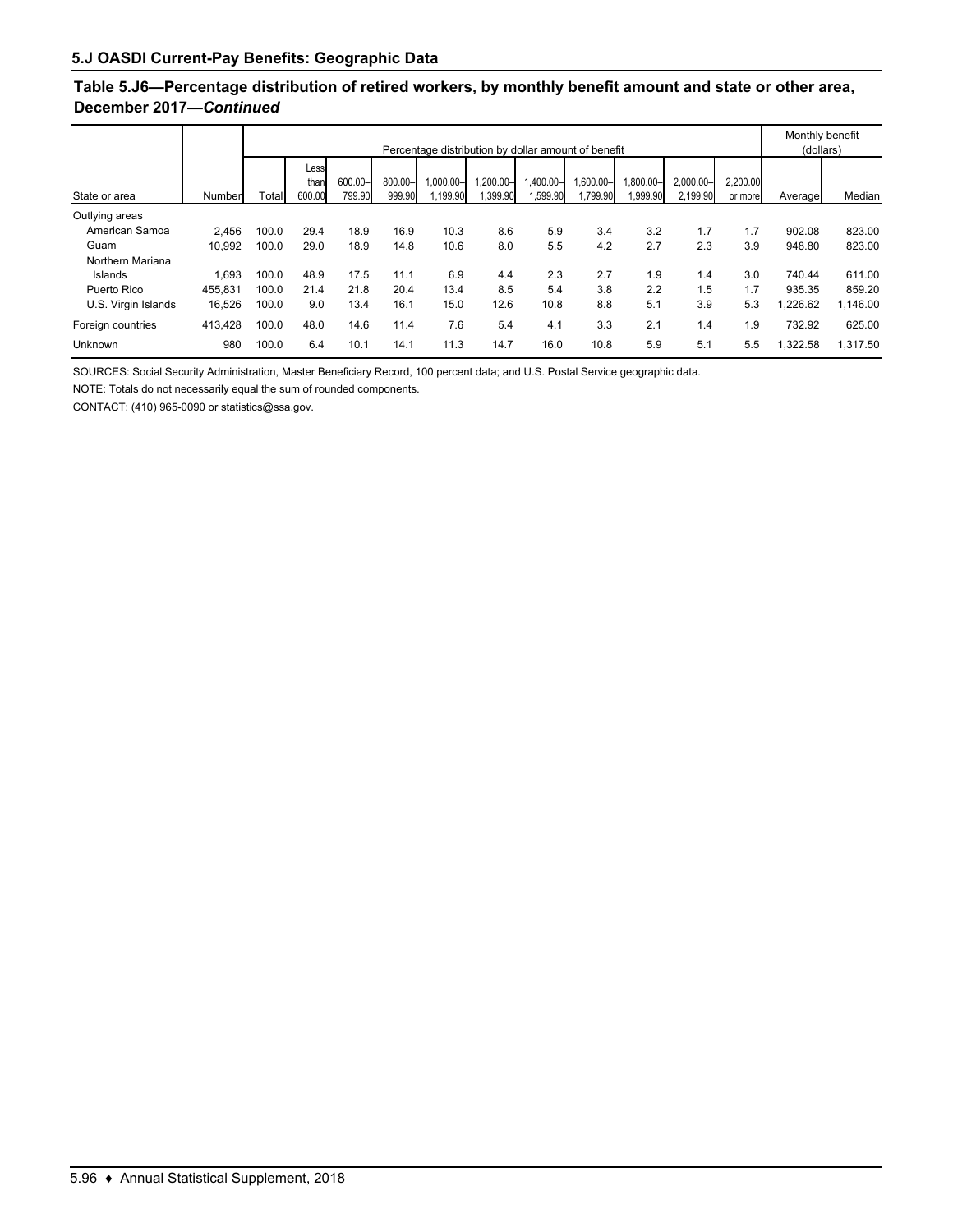## 5.J OASDI Current-Pay Benefits: Geographic Data

### Table 5.J6—Percentage distribution of retired workers, by monthly benefit amount and state or other area, December 2017—*Continued*

| State or area | Number | Percentage distribution by dollar amount of benefit | | | | | | | | | | | Monthly benefit (dollars) | |
|---|---|---|---|---|---|---|---|---|---|---|---|---|---|---|
| | | Total | Less than 600.00 | 600.00–799.90 | 800.00–999.90 | 1,000.00–1,199.90 | 1,200.00–1,399.90 | 1,400.00–1,599.90 | 1,600.00–1,799.90 | 1,800.00–1,999.90 | 2,000.00–2,199.90 | 2,200.00 or more | Average | Median |
| Outlying areas | | | | | | | | | | | | | | |
| American Samoa | 2,456 | 100.0 | 29.4 | 18.9 | 16.9 | 10.3 | 8.6 | 5.9 | 3.4 | 3.2 | 1.7 | 1.7 | 902.08 | 823.00 |
| Guam | 10,992 | 100.0 | 29.0 | 18.9 | 14.8 | 10.6 | 8.0 | 5.5 | 4.2 | 2.7 | 2.3 | 3.9 | 948.80 | 823.00 |
| Northern Mariana Islands | 1,693 | 100.0 | 48.9 | 17.5 | 11.1 | 6.9 | 4.4 | 2.3 | 2.7 | 1.9 | 1.4 | 3.0 | 740.44 | 611.00 |
| Puerto Rico | 455,831 | 100.0 | 21.4 | 21.8 | 20.4 | 13.4 | 8.5 | 5.4 | 3.8 | 2.2 | 1.5 | 1.7 | 935.35 | 859.20 |
| U.S. Virgin Islands | 16,526 | 100.0 | 9.0 | 13.4 | 16.1 | 15.0 | 12.6 | 10.8 | 8.8 | 5.1 | 3.9 | 5.3 | 1,226.62 | 1,146.00 |
| Foreign countries | 413,428 | 100.0 | 48.0 | 14.6 | 11.4 | 7.6 | 5.4 | 4.1 | 3.3 | 2.1 | 1.4 | 1.9 | 732.92 | 625.00 |
| Unknown | 980 | 100.0 | 6.4 | 10.1 | 14.1 | 11.3 | 14.7 | 16.0 | 10.8 | 5.9 | 5.1 | 5.5 | 1,322.58 | 1,317.50 |

SOURCES: Social Security Administration, Master Beneficiary Record, 100 percent data; and U.S. Postal Service geographic data.

NOTE: Totals do not necessarily equal the sum of rounded components.

CONTACT: (410) 965-0090 or statistics@ssa.gov.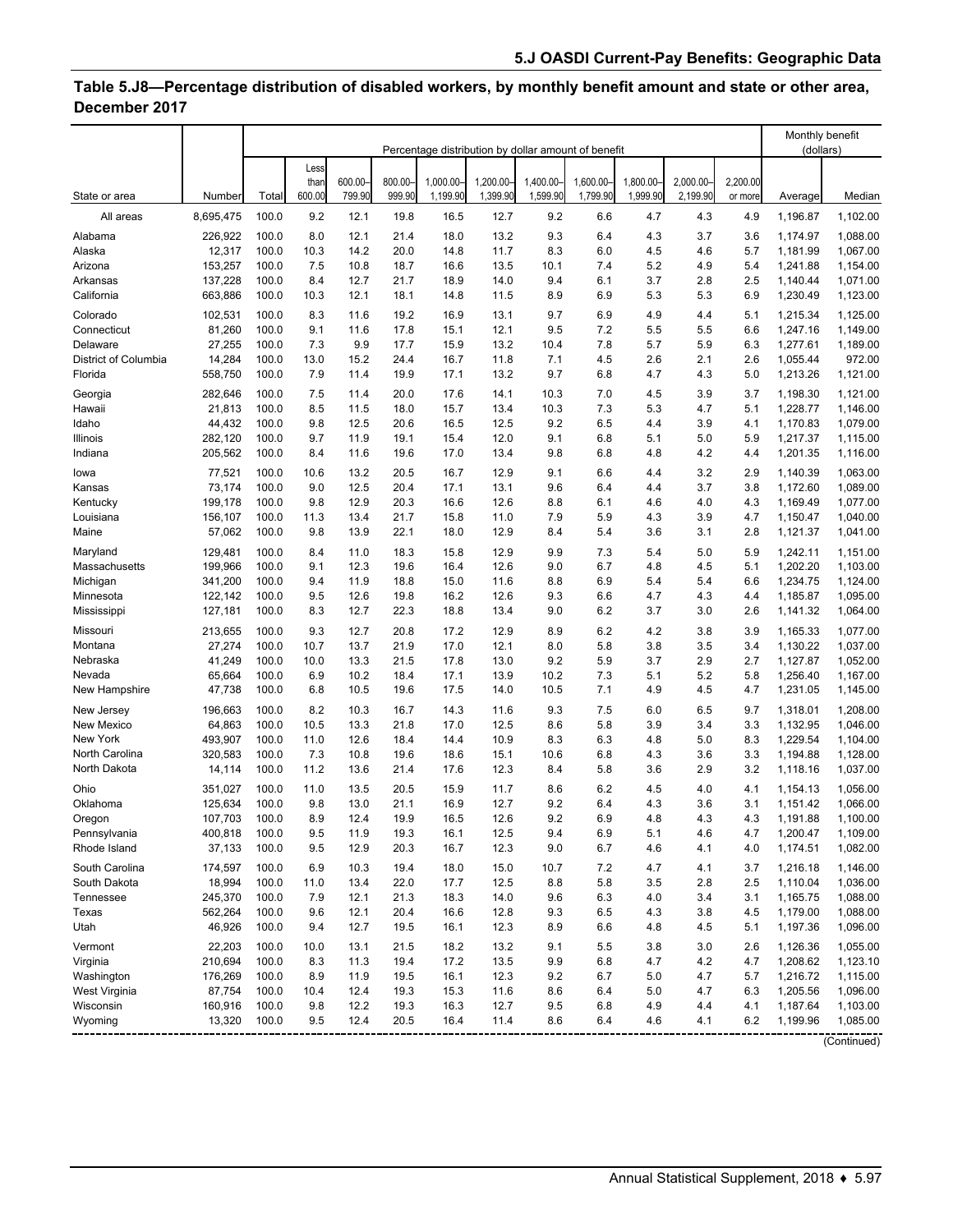## Table 5.J8—Percentage distribution of disabled workers, by monthly benefit amount and state or other area, December 2017

| State or area | Number | Percentage distribution by dollar amount of benefit | | | | | | | | | | | Monthly benefit (dollars) | |
|---|---|---|---|---|---|---|---|---|---|---|---|---|---|---|
| | | Total | Less than 600.00 | 600.00–799.90 | 800.00–999.90 | 1,000.00–1,199.90 | 1,200.00–1,399.90 | 1,400.00–1,599.90 | 1,600.00–1,799.90 | 1,800.00–1,999.90 | 2,000.00–2,199.90 | 2,200.00 or more | Average | Median |
| All areas | 8,695,475 | 100.0 | 9.2 | 12.1 | 19.8 | 16.5 | 12.7 | 9.2 | 6.6 | 4.7 | 4.3 | 4.9 | 1,196.87 | 1,102.00 |
| Alabama | 226,922 | 100.0 | 8.0 | 12.1 | 21.4 | 18.0 | 13.2 | 9.3 | 6.4 | 4.3 | 3.7 | 3.6 | 1,174.97 | 1,088.00 |
| Alaska | 12,317 | 100.0 | 10.3 | 14.2 | 20.0 | 14.8 | 11.7 | 8.3 | 6.0 | 4.5 | 4.6 | 5.7 | 1,181.99 | 1,067.00 |
| Arizona | 153,257 | 100.0 | 7.5 | 10.8 | 18.7 | 16.6 | 13.5 | 10.1 | 7.4 | 5.2 | 4.9 | 5.4 | 1,241.88 | 1,154.00 |
| Arkansas | 137,228 | 100.0 | 8.4 | 12.7 | 21.7 | 18.9 | 14.0 | 9.4 | 6.1 | 3.7 | 2.8 | 2.5 | 1,140.44 | 1,071.00 |
| California | 663,886 | 100.0 | 10.3 | 12.1 | 18.1 | 14.8 | 11.5 | 8.9 | 6.9 | 5.3 | 5.3 | 6.9 | 1,230.49 | 1,123.00 |
| Colorado | 102,531 | 100.0 | 8.3 | 11.6 | 19.2 | 16.9 | 13.1 | 9.7 | 6.9 | 4.9 | 4.4 | 5.1 | 1,215.34 | 1,125.00 |
| Connecticut | 81,260 | 100.0 | 9.1 | 11.6 | 17.8 | 15.1 | 12.1 | 9.5 | 7.2 | 5.5 | 5.5 | 6.6 | 1,247.16 | 1,149.00 |
| Delaware | 27,255 | 100.0 | 7.3 | 9.9 | 17.7 | 15.9 | 13.2 | 10.4 | 7.8 | 5.7 | 5.9 | 6.3 | 1,277.61 | 1,189.00 |
| District of Columbia | 14,284 | 100.0 | 13.0 | 15.2 | 24.4 | 16.7 | 11.8 | 7.1 | 4.5 | 2.6 | 2.1 | 2.6 | 1,055.44 | 972.00 |
| Florida | 558,750 | 100.0 | 7.9 | 11.4 | 19.9 | 17.1 | 13.2 | 9.7 | 6.8 | 4.7 | 4.3 | 5.0 | 1,213.26 | 1,121.00 |
| Georgia | 282,646 | 100.0 | 7.5 | 11.4 | 20.0 | 17.6 | 14.1 | 10.3 | 7.0 | 4.5 | 3.9 | 3.7 | 1,198.30 | 1,121.00 |
| Hawaii | 21,813 | 100.0 | 8.5 | 11.5 | 18.0 | 15.7 | 13.4 | 10.3 | 7.3 | 5.3 | 4.7 | 5.1 | 1,228.77 | 1,146.00 |
| Idaho | 44,432 | 100.0 | 9.8 | 12.5 | 20.6 | 16.5 | 12.5 | 9.2 | 6.5 | 4.4 | 3.9 | 4.1 | 1,170.83 | 1,079.00 |
| Illinois | 282,120 | 100.0 | 9.7 | 11.9 | 19.1 | 15.4 | 12.0 | 9.1 | 6.8 | 5.1 | 5.0 | 5.9 | 1,217.37 | 1,115.00 |
| Indiana | 205,562 | 100.0 | 8.4 | 11.6 | 19.6 | 17.0 | 13.4 | 9.8 | 6.8 | 4.8 | 4.2 | 4.4 | 1,201.35 | 1,116.00 |
| Iowa | 77,521 | 100.0 | 10.6 | 13.2 | 20.5 | 16.7 | 12.9 | 9.1 | 6.6 | 4.4 | 3.2 | 2.9 | 1,140.39 | 1,063.00 |
| Kansas | 73,174 | 100.0 | 9.0 | 12.5 | 20.4 | 17.1 | 13.1 | 9.6 | 6.4 | 4.4 | 3.7 | 3.8 | 1,172.60 | 1,089.00 |
| Kentucky | 199,178 | 100.0 | 9.8 | 12.9 | 20.3 | 16.6 | 12.6 | 8.8 | 6.1 | 4.6 | 4.0 | 4.3 | 1,169.49 | 1,077.00 |
| Louisiana | 156,107 | 100.0 | 11.3 | 13.4 | 21.7 | 15.8 | 11.0 | 7.9 | 5.9 | 4.3 | 3.9 | 4.7 | 1,150.47 | 1,040.00 |
| Maine | 57,062 | 100.0 | 9.8 | 13.9 | 22.1 | 18.0 | 12.9 | 8.4 | 5.4 | 3.6 | 3.1 | 2.8 | 1,121.37 | 1,041.00 |
| Maryland | 129,481 | 100.0 | 8.4 | 11.0 | 18.3 | 15.8 | 12.9 | 9.9 | 7.3 | 5.4 | 5.0 | 5.9 | 1,242.11 | 1,151.00 |
| Massachusetts | 199,966 | 100.0 | 9.1 | 12.3 | 19.6 | 16.4 | 12.6 | 9.0 | 6.7 | 4.8 | 4.5 | 5.1 | 1,202.20 | 1,103.00 |
| Michigan | 341,200 | 100.0 | 9.4 | 11.9 | 18.8 | 15.0 | 11.6 | 8.8 | 6.9 | 5.4 | 5.4 | 6.6 | 1,234.75 | 1,124.00 |
| Minnesota | 122,142 | 100.0 | 9.5 | 12.6 | 19.8 | 16.2 | 12.6 | 9.3 | 6.6 | 4.7 | 4.3 | 4.4 | 1,185.87 | 1,095.00 |
| Mississippi | 127,181 | 100.0 | 8.3 | 12.7 | 22.3 | 18.8 | 13.4 | 9.0 | 6.2 | 3.7 | 3.0 | 2.6 | 1,141.32 | 1,064.00 |
| Missouri | 213,655 | 100.0 | 9.3 | 12.7 | 20.8 | 17.2 | 12.9 | 8.9 | 6.2 | 4.2 | 3.8 | 3.9 | 1,165.33 | 1,077.00 |
| Montana | 27,274 | 100.0 | 10.7 | 13.7 | 21.9 | 17.0 | 12.1 | 8.0 | 5.8 | 3.8 | 3.5 | 3.4 | 1,130.22 | 1,037.00 |
| Nebraska | 41,249 | 100.0 | 10.0 | 13.3 | 21.5 | 17.8 | 13.0 | 9.2 | 5.9 | 3.7 | 2.9 | 2.7 | 1,127.87 | 1,052.00 |
| Nevada | 65,664 | 100.0 | 6.9 | 10.2 | 18.4 | 17.1 | 13.9 | 10.2 | 7.3 | 5.1 | 5.2 | 5.8 | 1,256.40 | 1,167.00 |
| New Hampshire | 47,738 | 100.0 | 6.8 | 10.5 | 19.6 | 17.5 | 14.0 | 10.5 | 7.1 | 4.9 | 4.5 | 4.7 | 1,231.05 | 1,145.00 |
| New Jersey | 196,663 | 100.0 | 8.2 | 10.3 | 16.7 | 14.3 | 11.6 | 9.3 | 7.5 | 6.0 | 6.5 | 9.7 | 1,318.01 | 1,208.00 |
| New Mexico | 64,863 | 100.0 | 10.5 | 13.3 | 21.8 | 17.0 | 12.5 | 8.6 | 5.8 | 3.9 | 3.4 | 3.3 | 1,132.95 | 1,046.00 |
| New York | 493,907 | 100.0 | 11.0 | 12.6 | 18.4 | 14.4 | 10.9 | 8.3 | 6.3 | 4.8 | 5.0 | 8.3 | 1,229.54 | 1,104.00 |
| North Carolina | 320,583 | 100.0 | 7.3 | 10.8 | 19.6 | 18.6 | 15.1 | 10.6 | 6.8 | 4.3 | 3.6 | 3.3 | 1,194.88 | 1,128.00 |
| North Dakota | 14,114 | 100.0 | 11.2 | 13.6 | 21.4 | 17.6 | 12.3 | 8.4 | 5.8 | 3.6 | 2.9 | 3.2 | 1,118.16 | 1,037.00 |
| Ohio | 351,027 | 100.0 | 11.0 | 13.5 | 20.5 | 15.9 | 11.7 | 8.6 | 6.2 | 4.5 | 4.0 | 4.1 | 1,154.13 | 1,056.00 |
| Oklahoma | 125,634 | 100.0 | 9.8 | 13.0 | 21.1 | 16.9 | 12.7 | 9.2 | 6.4 | 4.3 | 3.6 | 3.1 | 1,151.42 | 1,066.00 |
| Oregon | 107,703 | 100.0 | 8.9 | 12.4 | 19.9 | 16.5 | 12.6 | 9.2 | 6.9 | 4.8 | 4.3 | 4.3 | 1,191.88 | 1,100.00 |
| Pennsylvania | 400,818 | 100.0 | 9.5 | 11.9 | 19.3 | 16.1 | 12.5 | 9.4 | 6.9 | 5.1 | 4.6 | 4.7 | 1,200.47 | 1,109.00 |
| Rhode Island | 37,133 | 100.0 | 9.5 | 12.9 | 20.3 | 16.7 | 12.3 | 9.0 | 6.7 | 4.6 | 4.1 | 4.0 | 1,174.51 | 1,082.00 |
| South Carolina | 174,597 | 100.0 | 6.9 | 10.3 | 19.4 | 18.0 | 15.0 | 10.7 | 7.2 | 4.7 | 4.1 | 3.7 | 1,216.18 | 1,146.00 |
| South Dakota | 18,994 | 100.0 | 11.0 | 13.4 | 22.0 | 17.7 | 12.5 | 8.8 | 5.8 | 3.5 | 2.8 | 2.5 | 1,110.04 | 1,036.00 |
| Tennessee | 245,370 | 100.0 | 7.9 | 12.1 | 21.3 | 18.3 | 14.0 | 9.6 | 6.3 | 4.0 | 3.4 | 3.1 | 1,165.75 | 1,088.00 |
| Texas | 562,264 | 100.0 | 9.6 | 12.1 | 20.4 | 16.6 | 12.8 | 9.3 | 6.5 | 4.3 | 3.8 | 4.5 | 1,179.00 | 1,088.00 |
| Utah | 46,926 | 100.0 | 9.4 | 12.7 | 19.5 | 16.1 | 12.3 | 8.9 | 6.6 | 4.8 | 4.5 | 5.1 | 1,197.36 | 1,096.00 |
| Vermont | 22,203 | 100.0 | 10.0 | 13.1 | 21.5 | 18.2 | 13.2 | 9.1 | 5.5 | 3.8 | 3.0 | 2.6 | 1,126.36 | 1,055.00 |
| Virginia | 210,694 | 100.0 | 8.3 | 11.3 | 19.4 | 17.2 | 13.5 | 9.9 | 6.8 | 4.7 | 4.2 | 4.7 | 1,208.62 | 1,123.10 |
| Washington | 176,269 | 100.0 | 8.9 | 11.9 | 19.5 | 16.1 | 12.3 | 9.2 | 6.7 | 5.0 | 4.7 | 5.7 | 1,216.72 | 1,115.00 |
| West Virginia | 87,754 | 100.0 | 10.4 | 12.4 | 19.3 | 15.3 | 11.6 | 8.6 | 6.4 | 5.0 | 4.7 | 6.3 | 1,205.56 | 1,096.00 |
| Wisconsin | 160,916 | 100.0 | 9.8 | 12.2 | 19.3 | 16.3 | 12.7 | 9.5 | 6.8 | 4.9 | 4.4 | 4.1 | 1,187.64 | 1,103.00 |
| Wyoming | 13,320 | 100.0 | 9.5 | 12.4 | 20.5 | 16.4 | 11.4 | 8.6 | 6.4 | 4.6 | 4.1 | 6.2 | 1,199.96 | 1,085.00 |

(Continued)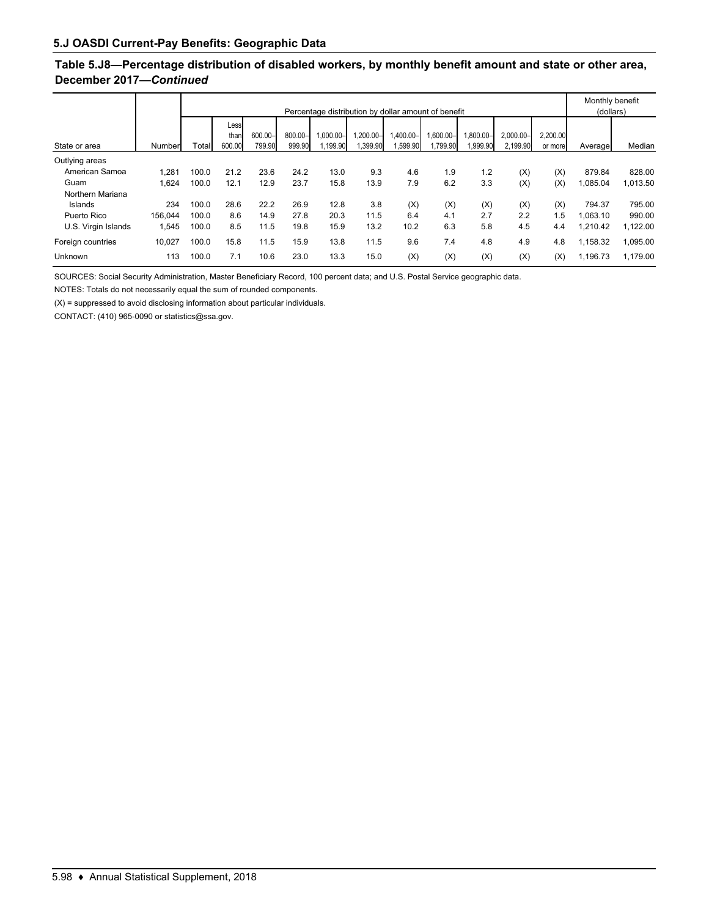## 5.J OASDI Current-Pay Benefits: Geographic Data

### Table 5.J8—Percentage distribution of disabled workers, by monthly benefit amount and state or other area, December 2017—*Continued*

| State or area | Number | Percentage distribution by dollar amount of benefit | | | | | | | | | | | Monthly benefit (dollars) | |
|---|---|---|---|---|---|---|---|---|---|---|---|---|---|---|
| | | Total | Less than 600.00 | 600.00–799.90 | 800.00–999.90 | 1,000.00–1,199.90 | 1,200.00–1,399.90 | 1,400.00–1,599.90 | 1,600.00–1,799.90 | 1,800.00–1,999.90 | 2,000.00–2,199.90 | 2,200.00 or more | Average | Median |
| Outlying areas | | | | | | | | | | | | | | |
| American Samoa | 1,281 | 100.0 | 21.2 | 23.6 | 24.2 | 13.0 | 9.3 | 4.6 | 1.9 | 1.2 | (X) | (X) | 879.84 | 828.00 |
| Guam | 1,624 | 100.0 | 12.1 | 12.9 | 23.7 | 15.8 | 13.9 | 7.9 | 6.2 | 3.3 | (X) | (X) | 1,085.04 | 1,013.50 |
| Northern Mariana Islands | 234 | 100.0 | 28.6 | 22.2 | 26.9 | 12.8 | 3.8 | (X) | (X) | (X) | (X) | (X) | 794.37 | 795.00 |
| Puerto Rico | 156,044 | 100.0 | 8.6 | 14.9 | 27.8 | 20.3 | 11.5 | 6.4 | 4.1 | 2.7 | 2.2 | 1.5 | 1,063.10 | 990.00 |
| U.S. Virgin Islands | 1,545 | 100.0 | 8.5 | 11.5 | 19.8 | 15.9 | 13.2 | 10.2 | 6.3 | 5.8 | 4.5 | 4.4 | 1,210.42 | 1,122.00 |
| Foreign countries | 10,027 | 100.0 | 15.8 | 11.5 | 15.9 | 13.8 | 11.5 | 9.6 | 7.4 | 4.8 | 4.9 | 4.8 | 1,158.32 | 1,095.00 |
| Unknown | 113 | 100.0 | 7.1 | 10.6 | 23.0 | 13.3 | 15.0 | (X) | (X) | (X) | (X) | (X) | 1,196.73 | 1,179.00 |

SOURCES: Social Security Administration, Master Beneficiary Record, 100 percent data; and U.S. Postal Service geographic data.

NOTES: Totals do not necessarily equal the sum of rounded components.

(X) = suppressed to avoid disclosing information about particular individuals.

CONTACT: (410) 965-0090 or statistics@ssa.gov.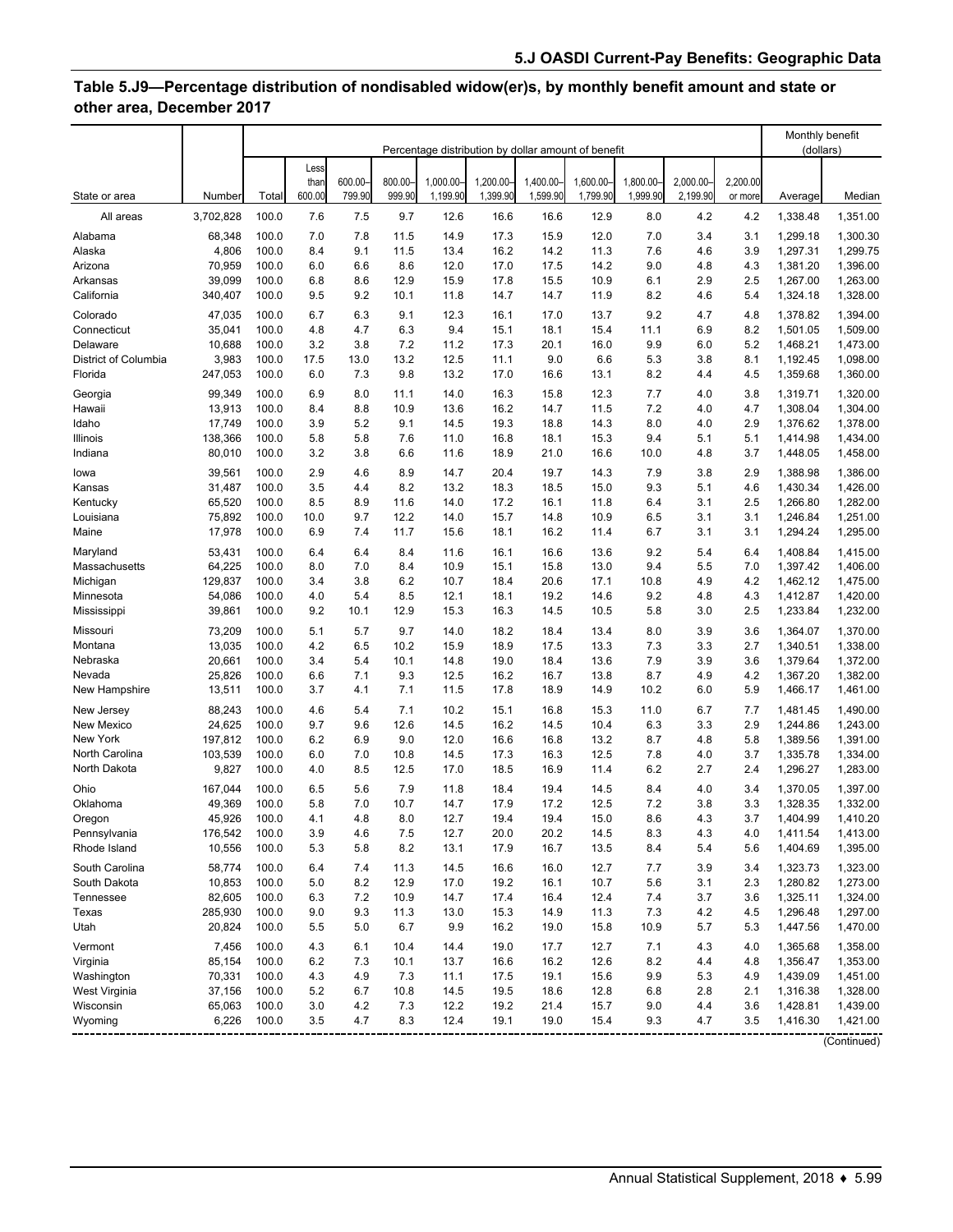# Table 5.J9—Percentage distribution of nondisabled widow(er)s, by monthly benefit amount and state or other area, December 2017

| State or area | Number | Percentage distribution by dollar amount of benefit | | | | | | | | | | | Monthly benefit (dollars) | |
|---|---|---|---|---|---|---|---|---|---|---|---|---|---|---|
| | | Total | Less than 600.00 | 600.00–799.90 | 800.00–999.90 | 1,000.00–1,199.90 | 1,200.00–1,399.90 | 1,400.00–1,599.90 | 1,600.00–1,799.90 | 1,800.00–1,999.90 | 2,000.00–2,199.90 | 2,200.00 or more | Average | Median |
| All areas | 3,702,828 | 100.0 | 7.6 | 7.5 | 9.7 | 12.6 | 16.6 | 16.6 | 12.9 | 8.0 | 4.2 | 4.2 | 1,338.48 | 1,351.00 |
| Alabama | 68,348 | 100.0 | 7.0 | 7.8 | 11.5 | 14.9 | 17.3 | 15.9 | 12.0 | 7.0 | 3.4 | 3.1 | 1,299.18 | 1,300.30 |
| Alaska | 4,806 | 100.0 | 8.4 | 9.1 | 11.5 | 13.4 | 16.2 | 14.2 | 11.3 | 7.6 | 4.6 | 3.9 | 1,297.31 | 1,299.75 |
| Arizona | 70,959 | 100.0 | 6.0 | 6.6 | 8.6 | 12.0 | 17.0 | 17.5 | 14.2 | 9.0 | 4.8 | 4.3 | 1,381.20 | 1,396.00 |
| Arkansas | 39,099 | 100.0 | 6.8 | 8.6 | 12.9 | 15.9 | 17.8 | 15.5 | 10.9 | 6.1 | 2.9 | 2.5 | 1,267.00 | 1,263.00 |
| California | 340,407 | 100.0 | 9.5 | 9.2 | 10.1 | 11.8 | 14.7 | 14.7 | 11.9 | 8.2 | 4.6 | 5.4 | 1,324.18 | 1,328.00 |
| Colorado | 47,035 | 100.0 | 6.7 | 6.3 | 9.1 | 12.3 | 16.1 | 17.0 | 13.7 | 9.2 | 4.7 | 4.8 | 1,378.82 | 1,394.00 |
| Connecticut | 35,041 | 100.0 | 4.8 | 4.7 | 6.3 | 9.4 | 15.1 | 18.1 | 15.4 | 11.1 | 6.9 | 8.2 | 1,501.05 | 1,509.00 |
| Delaware | 10,688 | 100.0 | 3.2 | 3.8 | 7.2 | 11.2 | 17.3 | 20.1 | 16.0 | 9.9 | 6.0 | 5.2 | 1,468.21 | 1,473.00 |
| District of Columbia | 3,983 | 100.0 | 17.5 | 13.0 | 13.2 | 12.5 | 11.1 | 9.0 | 6.6 | 5.3 | 3.8 | 8.1 | 1,192.45 | 1,098.00 |
| Florida | 247,053 | 100.0 | 6.0 | 7.3 | 9.8 | 13.2 | 17.0 | 16.6 | 13.1 | 8.2 | 4.4 | 4.5 | 1,359.68 | 1,360.00 |
| Georgia | 99,349 | 100.0 | 6.9 | 8.0 | 11.1 | 14.0 | 16.3 | 15.8 | 12.3 | 7.7 | 4.0 | 3.8 | 1,319.71 | 1,320.00 |
| Hawaii | 13,913 | 100.0 | 8.4 | 8.8 | 10.9 | 13.6 | 16.2 | 14.7 | 11.5 | 7.2 | 4.0 | 4.7 | 1,308.04 | 1,304.00 |
| Idaho | 17,749 | 100.0 | 3.9 | 5.2 | 9.1 | 14.5 | 19.3 | 18.8 | 14.3 | 8.0 | 4.0 | 2.9 | 1,376.62 | 1,378.00 |
| Illinois | 138,366 | 100.0 | 5.8 | 5.8 | 7.6 | 11.0 | 16.8 | 18.1 | 15.3 | 9.4 | 5.1 | 5.1 | 1,414.98 | 1,434.00 |
| Indiana | 80,010 | 100.0 | 3.2 | 3.8 | 6.6 | 11.6 | 18.9 | 21.0 | 16.6 | 10.0 | 4.8 | 3.7 | 1,448.05 | 1,458.00 |
| Iowa | 39,561 | 100.0 | 2.9 | 4.6 | 8.9 | 14.7 | 20.4 | 19.7 | 14.3 | 7.9 | 3.8 | 2.9 | 1,388.98 | 1,386.00 |
| Kansas | 31,487 | 100.0 | 3.5 | 4.4 | 8.2 | 13.2 | 18.3 | 18.5 | 15.0 | 9.3 | 5.1 | 4.6 | 1,430.34 | 1,426.00 |
| Kentucky | 65,520 | 100.0 | 8.5 | 8.9 | 11.6 | 14.0 | 17.2 | 16.1 | 11.8 | 6.4 | 3.1 | 2.5 | 1,266.80 | 1,282.00 |
| Louisiana | 75,892 | 100.0 | 10.0 | 9.7 | 12.2 | 14.0 | 15.7 | 14.8 | 10.9 | 6.5 | 3.1 | 3.1 | 1,246.84 | 1,251.00 |
| Maine | 17,978 | 100.0 | 6.9 | 7.4 | 11.7 | 15.6 | 18.1 | 16.2 | 11.4 | 6.7 | 3.1 | 3.1 | 1,294.24 | 1,295.00 |
| Maryland | 53,431 | 100.0 | 6.4 | 6.4 | 8.4 | 11.6 | 16.1 | 16.6 | 13.6 | 9.2 | 5.4 | 6.4 | 1,408.84 | 1,415.00 |
| Massachusetts | 64,225 | 100.0 | 8.0 | 7.0 | 8.4 | 10.9 | 15.1 | 15.8 | 13.0 | 9.4 | 5.5 | 7.0 | 1,397.42 | 1,406.00 |
| Michigan | 129,837 | 100.0 | 3.4 | 3.8 | 6.2 | 10.7 | 18.4 | 20.6 | 17.1 | 10.8 | 4.9 | 4.2 | 1,462.12 | 1,475.00 |
| Minnesota | 54,086 | 100.0 | 4.0 | 5.4 | 8.5 | 12.1 | 18.1 | 19.2 | 14.6 | 9.2 | 4.8 | 4.3 | 1,412.87 | 1,420.00 |
| Mississippi | 39,861 | 100.0 | 9.2 | 10.1 | 12.9 | 15.3 | 16.3 | 14.5 | 10.5 | 5.8 | 3.0 | 2.5 | 1,233.84 | 1,232.00 |
| Missouri | 73,209 | 100.0 | 5.1 | 5.7 | 9.7 | 14.0 | 18.2 | 18.4 | 13.4 | 8.0 | 3.9 | 3.6 | 1,364.07 | 1,370.00 |
| Montana | 13,035 | 100.0 | 4.2 | 6.5 | 10.2 | 15.9 | 18.9 | 17.5 | 13.3 | 7.3 | 3.3 | 2.7 | 1,340.51 | 1,338.00 |
| Nebraska | 20,661 | 100.0 | 3.4 | 5.4 | 10.1 | 14.8 | 19.0 | 18.4 | 13.6 | 7.9 | 3.9 | 3.6 | 1,379.64 | 1,372.00 |
| Nevada | 25,826 | 100.0 | 6.6 | 7.1 | 9.3 | 12.5 | 16.2 | 16.7 | 13.8 | 8.7 | 4.9 | 4.2 | 1,367.20 | 1,382.00 |
| New Hampshire | 13,511 | 100.0 | 3.7 | 4.1 | 7.1 | 11.5 | 17.8 | 18.9 | 14.9 | 10.2 | 6.0 | 5.9 | 1,466.17 | 1,461.00 |
| New Jersey | 88,243 | 100.0 | 4.6 | 5.4 | 7.1 | 10.2 | 15.1 | 16.8 | 15.3 | 11.0 | 6.7 | 7.7 | 1,481.45 | 1,490.00 |
| New Mexico | 24,625 | 100.0 | 9.7 | 9.6 | 12.6 | 14.5 | 16.2 | 14.5 | 10.4 | 6.3 | 3.3 | 2.9 | 1,244.86 | 1,243.00 |
| New York | 197,812 | 100.0 | 6.2 | 6.9 | 9.0 | 12.0 | 16.6 | 16.8 | 13.2 | 8.7 | 4.8 | 5.8 | 1,389.56 | 1,391.00 |
| North Carolina | 103,539 | 100.0 | 6.0 | 7.0 | 10.8 | 14.5 | 17.3 | 16.3 | 12.5 | 7.8 | 4.0 | 3.7 | 1,335.78 | 1,334.00 |
| North Dakota | 9,827 | 100.0 | 4.0 | 8.5 | 12.5 | 17.0 | 18.5 | 16.9 | 11.4 | 6.2 | 2.7 | 2.4 | 1,296.27 | 1,283.00 |
| Ohio | 167,044 | 100.0 | 6.5 | 5.6 | 7.9 | 11.8 | 18.4 | 19.4 | 14.5 | 8.4 | 4.0 | 3.4 | 1,370.05 | 1,397.00 |
| Oklahoma | 49,369 | 100.0 | 5.8 | 7.0 | 10.7 | 14.7 | 17.9 | 17.2 | 12.5 | 7.2 | 3.8 | 3.3 | 1,328.35 | 1,332.00 |
| Oregon | 45,926 | 100.0 | 4.1 | 4.8 | 8.0 | 12.7 | 19.4 | 19.4 | 15.0 | 8.6 | 4.3 | 3.7 | 1,404.99 | 1,410.20 |
| Pennsylvania | 176,542 | 100.0 | 3.9 | 4.6 | 7.5 | 12.7 | 20.0 | 20.2 | 14.5 | 8.3 | 4.3 | 4.0 | 1,411.54 | 1,413.00 |
| Rhode Island | 10,556 | 100.0 | 5.3 | 5.8 | 8.2 | 13.1 | 17.9 | 16.7 | 13.5 | 8.4 | 5.4 | 5.6 | 1,404.69 | 1,395.00 |
| South Carolina | 58,774 | 100.0 | 6.4 | 7.4 | 11.3 | 14.5 | 16.6 | 16.0 | 12.7 | 7.7 | 3.9 | 3.4 | 1,323.73 | 1,323.00 |
| South Dakota | 10,853 | 100.0 | 5.0 | 8.2 | 12.9 | 17.0 | 19.2 | 16.1 | 10.7 | 5.6 | 3.1 | 2.3 | 1,280.82 | 1,273.00 |
| Tennessee | 82,605 | 100.0 | 6.3 | 7.2 | 10.9 | 14.7 | 17.4 | 16.4 | 12.4 | 7.4 | 3.7 | 3.6 | 1,325.11 | 1,324.00 |
| Texas | 285,930 | 100.0 | 9.0 | 9.3 | 11.3 | 13.0 | 15.3 | 14.9 | 11.3 | 7.3 | 4.2 | 4.5 | 1,296.48 | 1,297.00 |
| Utah | 20,824 | 100.0 | 5.5 | 5.0 | 6.7 | 9.9 | 16.2 | 19.0 | 15.8 | 10.9 | 5.7 | 5.3 | 1,447.56 | 1,470.00 |
| Vermont | 7,456 | 100.0 | 4.3 | 6.1 | 10.4 | 14.4 | 19.0 | 17.7 | 12.7 | 7.1 | 4.3 | 4.0 | 1,365.68 | 1,358.00 |
| Virginia | 85,154 | 100.0 | 6.2 | 7.3 | 10.1 | 13.7 | 16.6 | 16.2 | 12.6 | 8.2 | 4.4 | 4.8 | 1,356.47 | 1,353.00 |
| Washington | 70,331 | 100.0 | 4.3 | 4.9 | 7.3 | 11.1 | 17.5 | 19.1 | 15.6 | 9.9 | 5.3 | 4.9 | 1,439.09 | 1,451.00 |
| West Virginia | 37,156 | 100.0 | 5.2 | 6.7 | 10.8 | 14.5 | 19.5 | 18.6 | 12.8 | 6.8 | 2.8 | 2.1 | 1,316.38 | 1,328.00 |
| Wisconsin | 65,063 | 100.0 | 3.0 | 4.2 | 7.3 | 12.2 | 19.2 | 21.4 | 15.7 | 9.0 | 4.4 | 3.6 | 1,428.81 | 1,439.00 |
| Wyoming | 6,226 | 100.0 | 3.5 | 4.7 | 8.3 | 12.4 | 19.1 | 19.0 | 15.4 | 9.3 | 4.7 | 3.5 | 1,416.30 | 1,421.00 |

(Continued)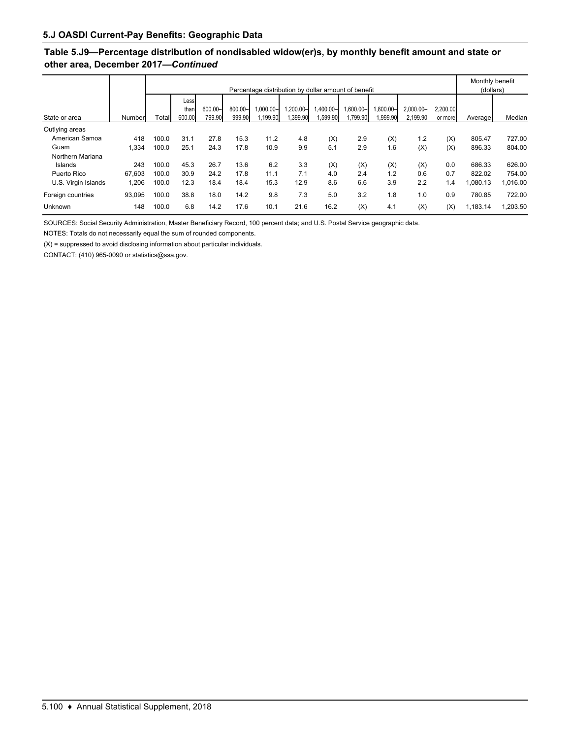## 5.J OASDI Current-Pay Benefits: Geographic Data

### Table 5.J9—Percentage distribution of nondisabled widow(er)s, by monthly benefit amount and state or other area, December 2017—*Continued*

| State or area | Number | Percentage distribution by dollar amount of benefit | | | | | | | | | | | | Monthly benefit (dollars) | |
|---|---|---|---|---|---|---|---|---|---|---|---|---|---|---|---|
| | | Total | Less than 600.00 | 600.00–799.90 | 800.00–999.90 | 1,000.00–1,199.90 | 1,200.00–1,399.90 | 1,400.00–1,599.90 | 1,600.00–1,799.90 | 1,800.00–1,999.90 | 2,000.00–2,199.90 | 2,200.00 or more | | Average | Median |
| Outlying areas | | | | | | | | | | | | | | | |
| American Samoa | 418 | 100.0 | 31.1 | 27.8 | 15.3 | 11.2 | 4.8 | (X) | 2.9 | (X) | 1.2 | (X) | | 805.47 | 727.00 |
| Guam | 1,334 | 100.0 | 25.1 | 24.3 | 17.8 | 10.9 | 9.9 | 5.1 | 2.9 | 1.6 | (X) | (X) | | 896.33 | 804.00 |
| Northern Mariana Islands | 243 | 100.0 | 45.3 | 26.7 | 13.6 | 6.2 | 3.3 | (X) | (X) | (X) | (X) | 0.0 | | 686.33 | 626.00 |
| Puerto Rico | 67,603 | 100.0 | 30.9 | 24.2 | 17.8 | 11.1 | 7.1 | 4.0 | 2.4 | 1.2 | 0.6 | 0.7 | | 822.02 | 754.00 |
| U.S. Virgin Islands | 1,206 | 100.0 | 12.3 | 18.4 | 18.4 | 15.3 | 12.9 | 8.6 | 6.6 | 3.9 | 2.2 | 1.4 | | 1,080.13 | 1,016.00 |
| Foreign countries | 93,095 | 100.0 | 38.8 | 18.0 | 14.2 | 9.8 | 7.3 | 5.0 | 3.2 | 1.8 | 1.0 | 0.9 | | 780.85 | 722.00 |
| Unknown | 148 | 100.0 | 6.8 | 14.2 | 17.6 | 10.1 | 21.6 | 16.2 | (X) | 4.1 | (X) | (X) | | 1,183.14 | 1,203.50 |

SOURCES: Social Security Administration, Master Beneficiary Record, 100 percent data; and U.S. Postal Service geographic data.

NOTES: Totals do not necessarily equal the sum of rounded components.

(X) = suppressed to avoid disclosing information about particular individuals.

CONTACT: (410) 965-0090 or statistics@ssa.gov.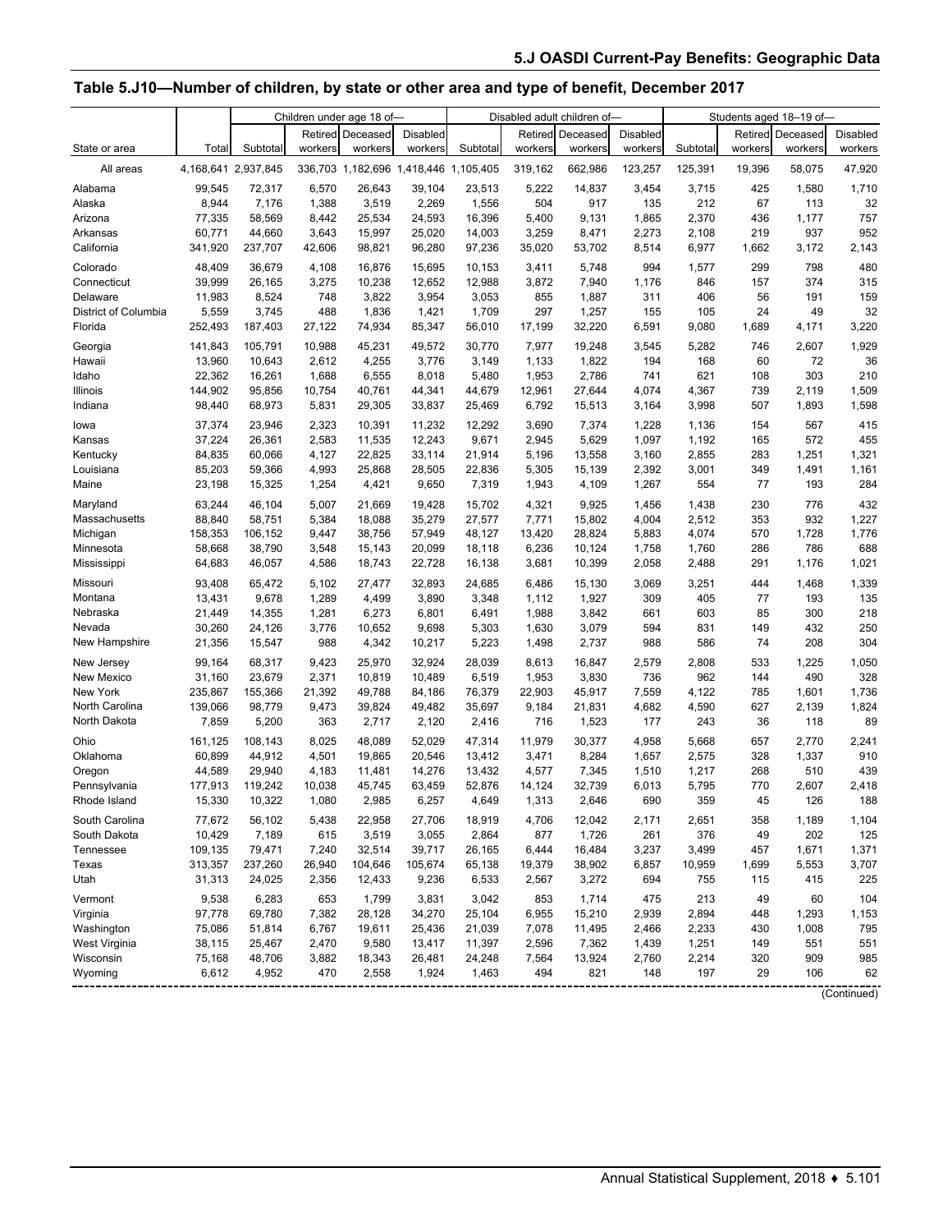## Table 5.J10—Number of children, by state or other area and type of benefit, December 2017

| State or area | Total | Children under age 18 of— | | | | Disabled adult children of— | | | | Students aged 18–19 of— | | | |
|---|---|---|---|---|---|---|---|---|---|---|---|---|---|
| | | Subtotal | Retired workers | Deceased workers | Disabled workers | Subtotal | Retired workers | Deceased workers | Disabled workers | Subtotal | Retired workers | Deceased workers | Disabled workers |
| All areas | 4,168,641 | 2,937,845 | 336,703 | 1,182,696 | 1,418,446 | 1,105,405 | 319,162 | 662,986 | 123,257 | 125,391 | 19,396 | 58,075 | 47,920 |
| Alabama | 99,545 | 72,317 | 6,570 | 26,643 | 39,104 | 23,513 | 5,222 | 14,837 | 3,454 | 3,715 | 425 | 1,580 | 1,710 |
| Alaska | 8,944 | 7,176 | 1,388 | 3,519 | 2,269 | 1,556 | 504 | 917 | 135 | 212 | 67 | 113 | 32 |
| Arizona | 77,335 | 58,569 | 8,442 | 25,534 | 24,593 | 16,396 | 5,400 | 9,131 | 1,865 | 2,370 | 436 | 1,177 | 757 |
| Arkansas | 60,771 | 44,660 | 3,643 | 15,997 | 25,020 | 14,003 | 3,259 | 8,471 | 2,273 | 2,108 | 219 | 937 | 952 |
| California | 341,920 | 237,707 | 42,606 | 98,821 | 96,280 | 97,236 | 35,020 | 53,702 | 8,514 | 6,977 | 1,662 | 3,172 | 2,143 |
| Colorado | 48,409 | 36,679 | 4,108 | 16,876 | 15,695 | 10,153 | 3,411 | 5,748 | 994 | 1,577 | 299 | 798 | 480 |
| Connecticut | 39,999 | 26,165 | 3,275 | 10,238 | 12,652 | 12,988 | 3,872 | 7,940 | 1,176 | 846 | 157 | 374 | 315 |
| Delaware | 11,983 | 8,524 | 748 | 3,822 | 3,954 | 3,053 | 855 | 1,887 | 311 | 406 | 56 | 191 | 159 |
| District of Columbia | 5,559 | 3,745 | 488 | 1,836 | 1,421 | 1,709 | 297 | 1,257 | 155 | 105 | 24 | 49 | 32 |
| Florida | 252,493 | 187,403 | 27,122 | 74,934 | 85,347 | 56,010 | 17,199 | 32,220 | 6,591 | 9,080 | 1,689 | 4,171 | 3,220 |
| Georgia | 141,843 | 105,791 | 10,988 | 45,231 | 49,572 | 30,770 | 7,977 | 19,248 | 3,545 | 5,282 | 746 | 2,607 | 1,929 |
| Hawaii | 13,960 | 10,643 | 2,612 | 4,255 | 3,776 | 3,149 | 1,133 | 1,822 | 194 | 168 | 60 | 72 | 36 |
| Idaho | 22,362 | 16,261 | 1,688 | 6,555 | 8,018 | 5,480 | 1,953 | 2,786 | 741 | 621 | 108 | 303 | 210 |
| Illinois | 144,902 | 95,856 | 10,754 | 40,761 | 44,341 | 44,679 | 12,961 | 27,644 | 4,074 | 4,367 | 739 | 2,119 | 1,509 |
| Indiana | 98,440 | 68,973 | 5,831 | 29,305 | 33,837 | 25,469 | 6,792 | 15,513 | 3,164 | 3,998 | 507 | 1,893 | 1,598 |
| Iowa | 37,374 | 23,946 | 2,323 | 10,391 | 11,232 | 12,292 | 3,690 | 7,374 | 1,228 | 1,136 | 154 | 567 | 415 |
| Kansas | 37,224 | 26,361 | 2,583 | 11,535 | 12,243 | 9,671 | 2,945 | 5,629 | 1,097 | 1,192 | 165 | 572 | 455 |
| Kentucky | 84,835 | 60,066 | 4,127 | 22,825 | 33,114 | 21,914 | 5,196 | 13,558 | 3,160 | 2,855 | 283 | 1,251 | 1,321 |
| Louisiana | 85,203 | 59,366 | 4,993 | 25,868 | 28,505 | 22,836 | 5,305 | 15,139 | 2,392 | 3,001 | 349 | 1,491 | 1,161 |
| Maine | 23,198 | 15,325 | 1,254 | 4,421 | 9,650 | 7,319 | 1,943 | 4,109 | 1,267 | 554 | 77 | 193 | 284 |
| Maryland | 63,244 | 46,104 | 5,007 | 21,669 | 19,428 | 15,702 | 4,321 | 9,925 | 1,456 | 1,438 | 230 | 776 | 432 |
| Massachusetts | 88,840 | 58,751 | 5,384 | 18,088 | 35,279 | 27,577 | 7,771 | 15,802 | 4,004 | 2,512 | 353 | 932 | 1,227 |
| Michigan | 158,353 | 106,152 | 9,447 | 38,756 | 57,949 | 48,127 | 13,420 | 28,824 | 5,883 | 4,074 | 570 | 1,728 | 1,776 |
| Minnesota | 58,668 | 38,790 | 3,548 | 15,143 | 20,099 | 18,118 | 6,236 | 10,124 | 1,758 | 1,760 | 286 | 786 | 688 |
| Mississippi | 64,683 | 46,057 | 4,586 | 18,743 | 22,728 | 16,138 | 3,681 | 10,399 | 2,058 | 2,488 | 291 | 1,176 | 1,021 |
| Missouri | 93,408 | 65,472 | 5,102 | 27,477 | 32,893 | 24,685 | 6,486 | 15,130 | 3,069 | 3,251 | 444 | 1,468 | 1,339 |
| Montana | 13,431 | 9,678 | 1,289 | 4,499 | 3,890 | 3,348 | 1,112 | 1,927 | 309 | 405 | 77 | 193 | 135 |
| Nebraska | 21,449 | 14,355 | 1,281 | 6,273 | 6,801 | 6,491 | 1,988 | 3,842 | 661 | 603 | 85 | 300 | 218 |
| Nevada | 30,260 | 24,126 | 3,776 | 10,652 | 9,698 | 5,303 | 1,630 | 3,079 | 594 | 831 | 149 | 432 | 250 |
| New Hampshire | 21,356 | 15,547 | 988 | 4,342 | 10,217 | 5,223 | 1,498 | 2,737 | 988 | 586 | 74 | 208 | 304 |
| New Jersey | 99,164 | 68,317 | 9,423 | 25,970 | 32,924 | 28,039 | 8,613 | 16,847 | 2,579 | 2,808 | 533 | 1,225 | 1,050 |
| New Mexico | 31,160 | 23,679 | 2,371 | 10,819 | 10,489 | 6,519 | 1,953 | 3,830 | 736 | 962 | 144 | 490 | 328 |
| New York | 235,867 | 155,366 | 21,392 | 49,788 | 84,186 | 76,379 | 22,903 | 45,917 | 7,559 | 4,122 | 785 | 1,601 | 1,736 |
| North Carolina | 139,066 | 98,779 | 9,473 | 39,824 | 49,482 | 35,697 | 9,184 | 21,831 | 4,682 | 4,590 | 627 | 2,139 | 1,824 |
| North Dakota | 7,859 | 5,200 | 363 | 2,717 | 2,120 | 2,416 | 716 | 1,523 | 177 | 243 | 36 | 118 | 89 |
| Ohio | 161,125 | 108,143 | 8,025 | 48,089 | 52,029 | 47,314 | 11,979 | 30,377 | 4,958 | 5,668 | 657 | 2,770 | 2,241 |
| Oklahoma | 60,899 | 44,912 | 4,501 | 19,865 | 20,546 | 13,412 | 3,471 | 8,284 | 1,657 | 2,575 | 328 | 1,337 | 910 |
| Oregon | 44,589 | 29,940 | 4,183 | 11,481 | 14,276 | 13,432 | 4,577 | 7,345 | 1,510 | 1,217 | 268 | 510 | 439 |
| Pennsylvania | 177,913 | 119,242 | 10,038 | 45,745 | 63,459 | 52,876 | 14,124 | 32,739 | 6,013 | 5,795 | 770 | 2,607 | 2,418 |
| Rhode Island | 15,330 | 10,322 | 1,080 | 2,985 | 6,257 | 4,649 | 1,313 | 2,646 | 690 | 359 | 45 | 126 | 188 |
| South Carolina | 77,672 | 56,102 | 5,438 | 22,958 | 27,706 | 18,919 | 4,706 | 12,042 | 2,171 | 2,651 | 358 | 1,189 | 1,104 |
| South Dakota | 10,429 | 7,189 | 615 | 3,519 | 3,055 | 2,864 | 877 | 1,726 | 261 | 376 | 49 | 202 | 125 |
| Tennessee | 109,135 | 79,471 | 7,240 | 32,514 | 39,717 | 26,165 | 6,444 | 16,484 | 3,237 | 3,499 | 457 | 1,671 | 1,371 |
| Texas | 313,357 | 237,260 | 26,940 | 104,646 | 105,674 | 65,138 | 19,379 | 38,902 | 6,857 | 10,959 | 1,699 | 5,553 | 3,707 |
| Utah | 31,313 | 24,025 | 2,356 | 12,433 | 9,236 | 6,533 | 2,567 | 3,272 | 694 | 755 | 115 | 415 | 225 |
| Vermont | 9,538 | 6,283 | 653 | 1,799 | 3,831 | 3,042 | 853 | 1,714 | 475 | 213 | 49 | 60 | 104 |
| Virginia | 97,778 | 69,780 | 7,382 | 28,128 | 34,270 | 25,104 | 6,955 | 15,210 | 2,939 | 2,894 | 448 | 1,293 | 1,153 |
| Washington | 75,086 | 51,814 | 6,767 | 19,611 | 25,436 | 21,039 | 7,078 | 11,495 | 2,466 | 2,233 | 430 | 1,008 | 795 |
| West Virginia | 38,115 | 25,467 | 2,470 | 9,580 | 13,417 | 11,397 | 2,596 | 7,362 | 1,439 | 1,251 | 149 | 551 | 551 |
| Wisconsin | 75,168 | 48,706 | 3,882 | 18,343 | 26,481 | 24,248 | 7,564 | 13,924 | 2,760 | 2,214 | 320 | 909 | 985 |
| Wyoming | 6,612 | 4,952 | 470 | 2,558 | 1,924 | 1,463 | 494 | 821 | 148 | 197 | 29 | 106 | 62 |

(Continued)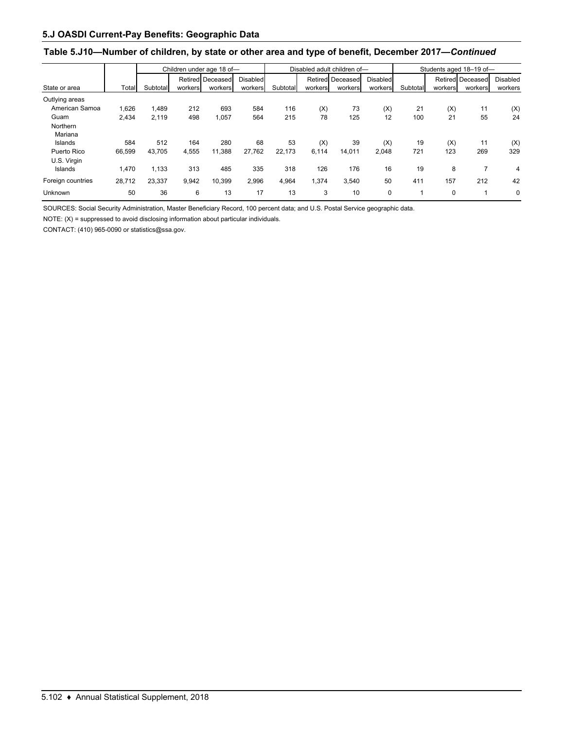## 5.J OASDI Current-Pay Benefits: Geographic Data

### Table 5.J10—Number of children, by state or other area and type of benefit, December 2017—*Continued*

| State or area | Total | Children under age 18 of— | | | | Disabled adult children of— | | | | Students aged 18–19 of— | | | |
|---|---|---|---|---|---|---|---|---|---|---|---|---|---|
| | | Subtotal | Retired workers | Deceased workers | Disabled workers | Subtotal | Retired workers | Deceased workers | Disabled workers | Subtotal | Retired workers | Deceased workers | Disabled workers |
| Outlying areas | | | | | | | | | | | | | |
| American Samoa | 1,626 | 1,489 | 212 | 693 | 584 | 116 | (X) | 73 | (X) | 21 | (X) | 11 | (X) |
| Guam | 2,434 | 2,119 | 498 | 1,057 | 564 | 215 | 78 | 125 | 12 | 100 | 21 | 55 | 24 |
| Northern Mariana Islands | 584 | 512 | 164 | 280 | 68 | 53 | (X) | 39 | (X) | 19 | (X) | 11 | (X) |
| Puerto Rico | 66,599 | 43,705 | 4,555 | 11,388 | 27,762 | 22,173 | 6,114 | 14,011 | 2,048 | 721 | 123 | 269 | 329 |
| U.S. Virgin Islands | 1,470 | 1,133 | 313 | 485 | 335 | 318 | 126 | 176 | 16 | 19 | 8 | 7 | 4 |
| Foreign countries | 28,712 | 23,337 | 9,942 | 10,399 | 2,996 | 4,964 | 1,374 | 3,540 | 50 | 411 | 157 | 212 | 42 |
| Unknown | 50 | 36 | 6 | 13 | 17 | 13 | 3 | 10 | 0 | 1 | 0 | 1 | 0 |

SOURCES: Social Security Administration, Master Beneficiary Record, 100 percent data; and U.S. Postal Service geographic data.

NOTE: (X) = suppressed to avoid disclosing information about particular individuals.

CONTACT: (410) 965-0090 or statistics@ssa.gov.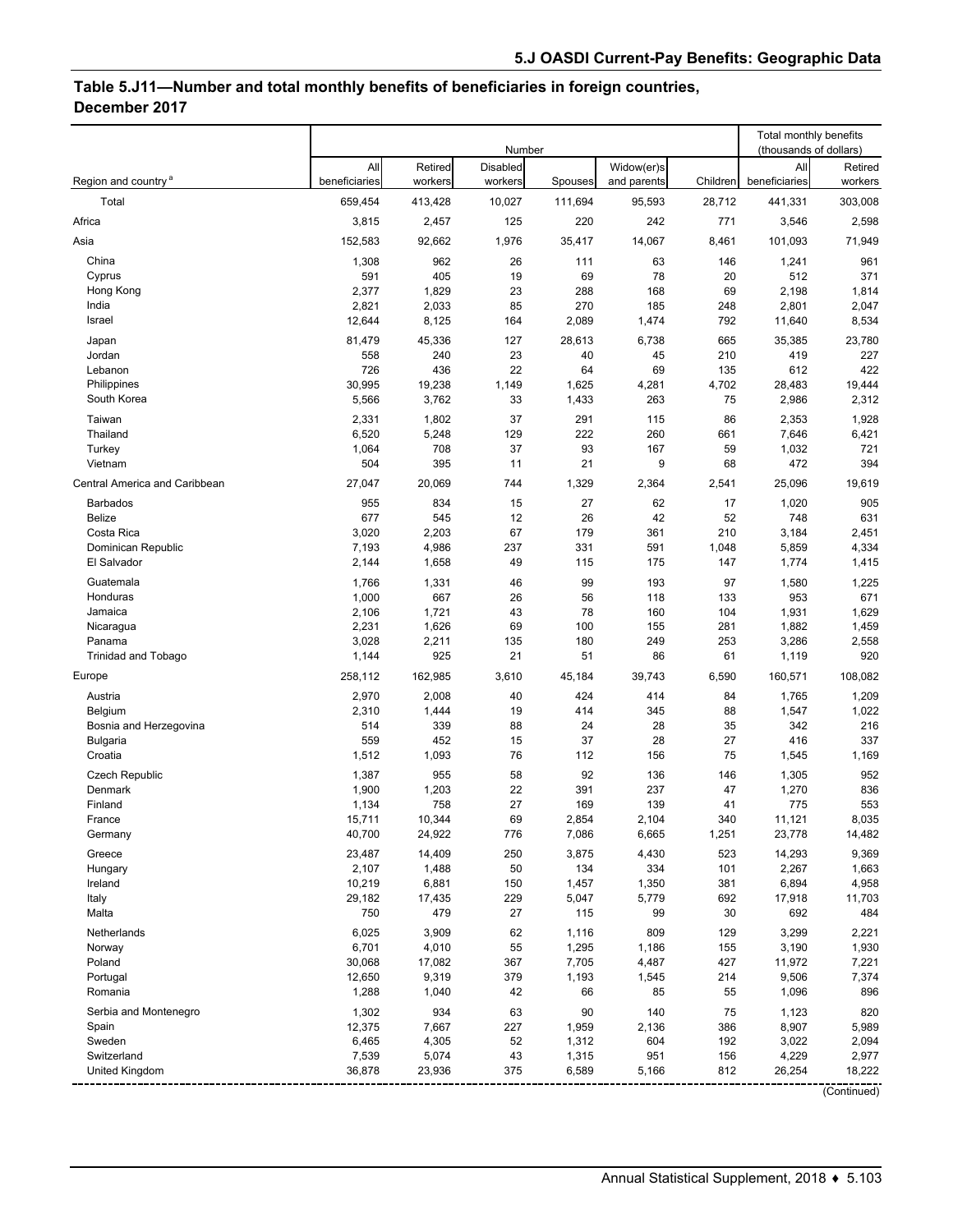## Table 5.J11—Number and total monthly benefits of beneficiaries in foreign countries, December 2017

| Region and country [a] | Number | | | | | | Total monthly benefits (thousands of dollars) | |
|---|---|---|---|---|---|---|---|---|
| | All beneficiaries | Retired workers | Disabled workers | Spouses | Widow(er)s and parents | Children | All beneficiaries | Retired workers |
| Total | 659,454 | 413,428 | 10,027 | 111,694 | 95,593 | 28,712 | 441,331 | 303,008 |
| Africa | 3,815 | 2,457 | 125 | 220 | 242 | 771 | 3,546 | 2,598 |
| Asia | 152,583 | 92,662 | 1,976 | 35,417 | 14,067 | 8,461 | 101,093 | 71,949 |
| China | 1,308 | 962 | 26 | 111 | 63 | 146 | 1,241 | 961 |
| Cyprus | 591 | 405 | 19 | 69 | 78 | 20 | 512 | 371 |
| Hong Kong | 2,377 | 1,829 | 23 | 288 | 168 | 69 | 2,198 | 1,814 |
| India | 2,821 | 2,033 | 85 | 270 | 185 | 248 | 2,801 | 2,047 |
| Israel | 12,644 | 8,125 | 164 | 2,089 | 1,474 | 792 | 11,640 | 8,534 |
| Japan | 81,479 | 45,336 | 127 | 28,613 | 6,738 | 665 | 35,385 | 23,780 |
| Jordan | 558 | 240 | 23 | 40 | 45 | 210 | 419 | 227 |
| Lebanon | 726 | 436 | 22 | 64 | 69 | 135 | 612 | 422 |
| Philippines | 30,995 | 19,238 | 1,149 | 1,625 | 4,281 | 4,702 | 28,483 | 19,444 |
| South Korea | 5,566 | 3,762 | 33 | 1,433 | 263 | 75 | 2,986 | 2,312 |
| Taiwan | 2,331 | 1,802 | 37 | 291 | 115 | 86 | 2,353 | 1,928 |
| Thailand | 6,520 | 5,248 | 129 | 222 | 260 | 661 | 7,646 | 6,421 |
| Turkey | 1,064 | 708 | 37 | 93 | 167 | 59 | 1,032 | 721 |
| Vietnam | 504 | 395 | 11 | 21 | 9 | 68 | 472 | 394 |
| Central America and Caribbean | 27,047 | 20,069 | 744 | 1,329 | 2,364 | 2,541 | 25,096 | 19,619 |
| Barbados | 955 | 834 | 15 | 27 | 62 | 17 | 1,020 | 905 |
| Belize | 677 | 545 | 12 | 26 | 42 | 52 | 748 | 631 |
| Costa Rica | 3,020 | 2,203 | 67 | 179 | 361 | 210 | 3,184 | 2,451 |
| Dominican Republic | 7,193 | 4,986 | 237 | 331 | 591 | 1,048 | 5,859 | 4,334 |
| El Salvador | 2,144 | 1,658 | 49 | 115 | 175 | 147 | 1,774 | 1,415 |
| Guatemala | 1,766 | 1,331 | 46 | 99 | 193 | 97 | 1,580 | 1,225 |
| Honduras | 1,000 | 667 | 26 | 56 | 118 | 133 | 953 | 671 |
| Jamaica | 2,106 | 1,721 | 43 | 78 | 160 | 104 | 1,931 | 1,629 |
| Nicaragua | 2,231 | 1,626 | 69 | 100 | 155 | 281 | 1,882 | 1,459 |
| Panama | 3,028 | 2,211 | 135 | 180 | 249 | 253 | 3,286 | 2,558 |
| Trinidad and Tobago | 1,144 | 925 | 21 | 51 | 86 | 61 | 1,119 | 920 |
| Europe | 258,112 | 162,985 | 3,610 | 45,184 | 39,743 | 6,590 | 160,571 | 108,082 |
| Austria | 2,970 | 2,008 | 40 | 424 | 414 | 84 | 1,765 | 1,209 |
| Belgium | 2,310 | 1,444 | 19 | 414 | 345 | 88 | 1,547 | 1,022 |
| Bosnia and Herzegovina | 514 | 339 | 88 | 24 | 28 | 35 | 342 | 216 |
| Bulgaria | 559 | 452 | 15 | 37 | 28 | 27 | 416 | 337 |
| Croatia | 1,512 | 1,093 | 76 | 112 | 156 | 75 | 1,545 | 1,169 |
| Czech Republic | 1,387 | 955 | 58 | 92 | 136 | 146 | 1,305 | 952 |
| Denmark | 1,900 | 1,203 | 22 | 391 | 237 | 47 | 1,270 | 836 |
| Finland | 1,134 | 758 | 27 | 169 | 139 | 41 | 775 | 553 |
| France | 15,711 | 10,344 | 69 | 2,854 | 2,104 | 340 | 11,121 | 8,035 |
| Germany | 40,700 | 24,922 | 776 | 7,086 | 6,665 | 1,251 | 23,778 | 14,482 |
| Greece | 23,487 | 14,409 | 250 | 3,875 | 4,430 | 523 | 14,293 | 9,369 |
| Hungary | 2,107 | 1,488 | 50 | 134 | 334 | 101 | 2,267 | 1,663 |
| Ireland | 10,219 | 6,881 | 150 | 1,457 | 1,350 | 381 | 6,894 | 4,958 |
| Italy | 29,182 | 17,435 | 229 | 5,047 | 5,779 | 692 | 17,918 | 11,703 |
| Malta | 750 | 479 | 27 | 115 | 99 | 30 | 692 | 484 |
| Netherlands | 6,025 | 3,909 | 62 | 1,116 | 809 | 129 | 3,299 | 2,221 |
| Norway | 6,701 | 4,010 | 55 | 1,295 | 1,186 | 155 | 3,190 | 1,930 |
| Poland | 30,068 | 17,082 | 367 | 7,705 | 4,487 | 427 | 11,972 | 7,221 |
| Portugal | 12,650 | 9,319 | 379 | 1,193 | 1,545 | 214 | 9,506 | 7,374 |
| Romania | 1,288 | 1,040 | 42 | 66 | 85 | 55 | 1,096 | 896 |
| Serbia and Montenegro | 1,302 | 934 | 63 | 90 | 140 | 75 | 1,123 | 820 |
| Spain | 12,375 | 7,667 | 227 | 1,959 | 2,136 | 386 | 8,907 | 5,989 |
| Sweden | 6,465 | 4,305 | 52 | 1,312 | 604 | 192 | 3,022 | 2,094 |
| Switzerland | 7,539 | 5,074 | 43 | 1,315 | 951 | 156 | 4,229 | 2,977 |
| United Kingdom | 36,878 | 23,936 | 375 | 6,589 | 5,166 | 812 | 26,254 | 18,222 |

(Continued)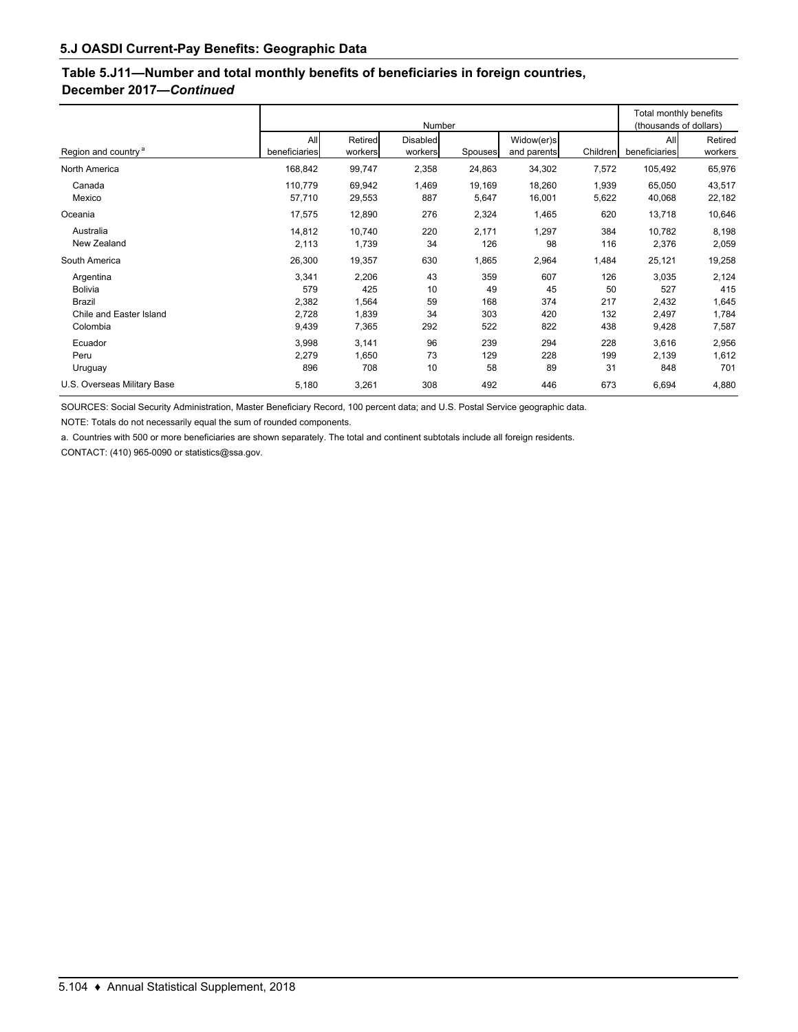## 5.J OASDI Current-Pay Benefits: Geographic Data

### Table 5.J11—Number and total monthly benefits of beneficiaries in foreign countries, December 2017—*Continued*

| Region and country [a] | Number | | | | | | Total monthly benefits (thousands of dollars) | |
|---|---|---|---|---|---|---|---|---|
| | All beneficiaries | Retired workers | Disabled workers | Spouses | Widow(er)s and parents | Children | All beneficiaries | Retired workers |
| North America | 168,842 | 99,747 | 2,358 | 24,863 | 34,302 | 7,572 | 105,492 | 65,976 |
| Canada | 110,779 | 69,942 | 1,469 | 19,169 | 18,260 | 1,939 | 65,050 | 43,517 |
| Mexico | 57,710 | 29,553 | 887 | 5,647 | 16,001 | 5,622 | 40,068 | 22,182 |
| Oceania | 17,575 | 12,890 | 276 | 2,324 | 1,465 | 620 | 13,718 | 10,646 |
| Australia | 14,812 | 10,740 | 220 | 2,171 | 1,297 | 384 | 10,782 | 8,198 |
| New Zealand | 2,113 | 1,739 | 34 | 126 | 98 | 116 | 2,376 | 2,059 |
| South America | 26,300 | 19,357 | 630 | 1,865 | 2,964 | 1,484 | 25,121 | 19,258 |
| Argentina | 3,341 | 2,206 | 43 | 359 | 607 | 126 | 3,035 | 2,124 |
| Bolivia | 579 | 425 | 10 | 49 | 45 | 50 | 527 | 415 |
| Brazil | 2,382 | 1,564 | 59 | 168 | 374 | 217 | 2,432 | 1,645 |
| Chile and Easter Island | 2,728 | 1,839 | 34 | 303 | 420 | 132 | 2,497 | 1,784 |
| Colombia | 9,439 | 7,365 | 292 | 522 | 822 | 438 | 9,428 | 7,587 |
| Ecuador | 3,998 | 3,141 | 96 | 239 | 294 | 228 | 3,616 | 2,956 |
| Peru | 2,279 | 1,650 | 73 | 129 | 228 | 199 | 2,139 | 1,612 |
| Uruguay | 896 | 708 | 10 | 58 | 89 | 31 | 848 | 701 |
| U.S. Overseas Military Base | 5,180 | 3,261 | 308 | 492 | 446 | 673 | 6,694 | 4,880 |

SOURCES: Social Security Administration, Master Beneficiary Record, 100 percent data; and U.S. Postal Service geographic data.

NOTE: Totals do not necessarily equal the sum of rounded components.

a. Countries with 500 or more beneficiaries are shown separately. The total and continent subtotals include all foreign residents.

CONTACT: (410) 965-0090 or statistics@ssa.gov.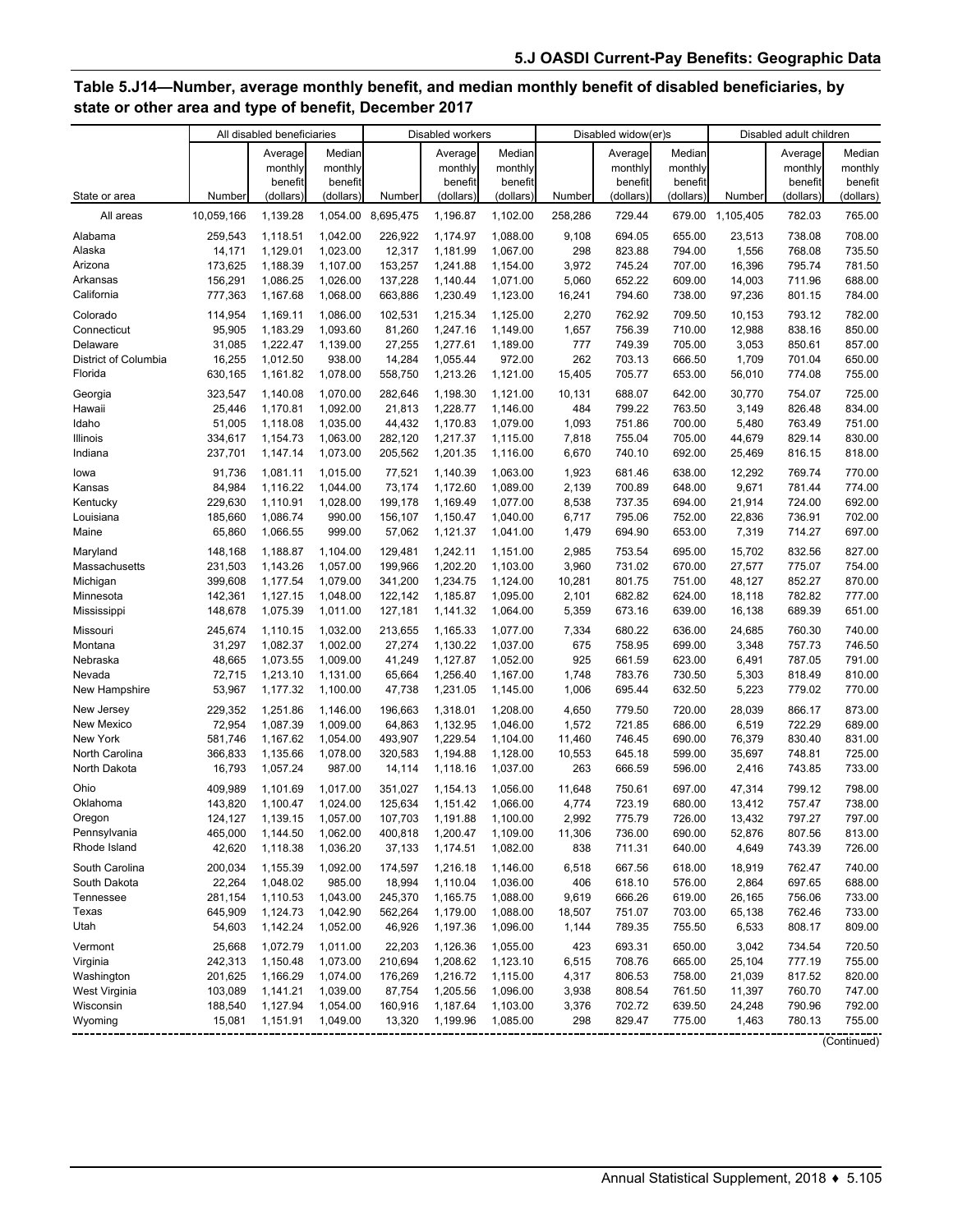## Table 5.J14—Number, average monthly benefit, and median monthly benefit of disabled beneficiaries, by state or other area and type of benefit, December 2017

| State or area | All disabled beneficiaries | | | Disabled workers | | | Disabled widow(er)s | | | Disabled adult children | | |
|---|---|---|---|---|---|---|---|---|---|---|---|---|
| | Number | Average monthly benefit (dollars) | Median monthly benefit (dollars) | Number | Average monthly benefit (dollars) | Median monthly benefit (dollars) | Number | Average monthly benefit (dollars) | Median monthly benefit (dollars) | Number | Average monthly benefit (dollars) | Median monthly benefit (dollars) |
| All areas | 10,059,166 | 1,139.28 | 1,054.00 | 8,695,475 | 1,196.87 | 1,102.00 | 258,286 | 729.44 | 679.00 | 1,105,405 | 782.03 | 765.00 |
| Alabama | 259,543 | 1,118.51 | 1,042.00 | 226,922 | 1,174.97 | 1,088.00 | 9,108 | 694.05 | 655.00 | 23,513 | 738.08 | 708.00 |
| Alaska | 14,171 | 1,129.01 | 1,023.00 | 12,317 | 1,181.99 | 1,067.00 | 298 | 823.88 | 794.00 | 1,556 | 768.08 | 735.50 |
| Arizona | 173,625 | 1,188.39 | 1,107.00 | 153,257 | 1,241.88 | 1,154.00 | 3,972 | 745.24 | 707.00 | 16,396 | 795.74 | 781.50 |
| Arkansas | 156,291 | 1,086.25 | 1,026.00 | 137,228 | 1,140.44 | 1,071.00 | 5,060 | 652.22 | 609.00 | 14,003 | 711.96 | 688.00 |
| California | 777,363 | 1,167.68 | 1,068.00 | 663,886 | 1,230.49 | 1,123.00 | 16,241 | 794.60 | 738.00 | 97,236 | 801.15 | 784.00 |
| Colorado | 114,954 | 1,169.11 | 1,086.00 | 102,531 | 1,215.34 | 1,125.00 | 2,270 | 762.92 | 709.50 | 10,153 | 793.12 | 782.00 |
| Connecticut | 95,905 | 1,183.29 | 1,093.60 | 81,260 | 1,247.16 | 1,149.00 | 1,657 | 756.39 | 710.00 | 12,988 | 838.16 | 850.00 |
| Delaware | 31,085 | 1,222.47 | 1,139.00 | 27,255 | 1,277.61 | 1,189.00 | 777 | 749.39 | 705.00 | 3,053 | 850.61 | 857.00 |
| District of Columbia | 16,255 | 1,012.50 | 938.00 | 14,284 | 1,055.44 | 972.00 | 262 | 703.13 | 666.50 | 1,709 | 701.04 | 650.00 |
| Florida | 630,165 | 1,161.82 | 1,078.00 | 558,750 | 1,213.26 | 1,121.00 | 15,405 | 705.77 | 653.00 | 56,010 | 774.08 | 755.00 |
| Georgia | 323,547 | 1,140.08 | 1,070.00 | 282,646 | 1,198.30 | 1,121.00 | 10,131 | 688.07 | 642.00 | 30,770 | 754.07 | 725.00 |
| Hawaii | 25,446 | 1,170.81 | 1,092.00 | 21,813 | 1,228.77 | 1,146.00 | 484 | 799.22 | 763.50 | 3,149 | 826.48 | 834.00 |
| Idaho | 51,005 | 1,118.08 | 1,035.00 | 44,432 | 1,170.83 | 1,079.00 | 1,093 | 751.86 | 700.00 | 5,480 | 763.49 | 751.00 |
| Illinois | 334,617 | 1,154.73 | 1,063.00 | 282,120 | 1,217.37 | 1,115.00 | 7,818 | 755.04 | 705.00 | 44,679 | 829.14 | 830.00 |
| Indiana | 237,701 | 1,147.14 | 1,073.00 | 205,562 | 1,201.35 | 1,116.00 | 6,670 | 740.10 | 692.00 | 25,469 | 816.15 | 818.00 |
| Iowa | 91,736 | 1,081.11 | 1,015.00 | 77,521 | 1,140.39 | 1,063.00 | 1,923 | 681.46 | 638.00 | 12,292 | 769.74 | 770.00 |
| Kansas | 84,984 | 1,116.22 | 1,044.00 | 73,174 | 1,172.60 | 1,089.00 | 2,139 | 700.89 | 648.00 | 9,671 | 781.44 | 774.00 |
| Kentucky | 229,630 | 1,110.91 | 1,028.00 | 199,178 | 1,169.49 | 1,077.00 | 8,538 | 737.35 | 694.00 | 21,914 | 724.00 | 692.00 |
| Louisiana | 185,660 | 1,086.74 | 990.00 | 156,107 | 1,150.47 | 1,040.00 | 6,717 | 795.06 | 752.00 | 22,836 | 736.91 | 702.00 |
| Maine | 65,860 | 1,066.55 | 999.00 | 57,062 | 1,121.37 | 1,041.00 | 1,479 | 694.90 | 653.00 | 7,319 | 714.27 | 697.00 |
| Maryland | 148,168 | 1,188.87 | 1,104.00 | 129,481 | 1,242.11 | 1,151.00 | 2,985 | 753.54 | 695.00 | 15,702 | 832.56 | 827.00 |
| Massachusetts | 231,503 | 1,143.26 | 1,057.00 | 199,966 | 1,202.20 | 1,103.00 | 3,960 | 731.02 | 670.00 | 27,577 | 775.07 | 754.00 |
| Michigan | 399,608 | 1,177.54 | 1,079.00 | 341,200 | 1,234.75 | 1,124.00 | 10,281 | 801.75 | 751.00 | 48,127 | 852.27 | 870.00 |
| Minnesota | 142,361 | 1,127.15 | 1,048.00 | 122,142 | 1,185.87 | 1,095.00 | 2,101 | 682.82 | 624.00 | 18,118 | 782.82 | 777.00 |
| Mississippi | 148,678 | 1,075.39 | 1,011.00 | 127,181 | 1,141.32 | 1,064.00 | 5,359 | 673.16 | 639.00 | 16,138 | 689.39 | 651.00 |
| Missouri | 245,674 | 1,110.15 | 1,032.00 | 213,655 | 1,165.33 | 1,077.00 | 7,334 | 680.22 | 636.00 | 24,685 | 760.30 | 740.00 |
| Montana | 31,297 | 1,082.37 | 1,002.00 | 27,274 | 1,130.22 | 1,037.00 | 675 | 758.95 | 699.00 | 3,348 | 757.73 | 746.50 |
| Nebraska | 48,665 | 1,073.55 | 1,009.00 | 41,249 | 1,127.87 | 1,052.00 | 925 | 661.59 | 623.00 | 6,491 | 787.05 | 791.00 |
| Nevada | 72,715 | 1,213.10 | 1,131.00 | 65,664 | 1,256.40 | 1,167.00 | 1,748 | 783.76 | 730.50 | 5,303 | 818.49 | 810.00 |
| New Hampshire | 53,967 | 1,177.32 | 1,100.00 | 47,738 | 1,231.05 | 1,145.00 | 1,006 | 695.44 | 632.50 | 5,223 | 779.02 | 770.00 |
| New Jersey | 229,352 | 1,251.86 | 1,146.00 | 196,663 | 1,318.01 | 1,208.00 | 4,650 | 779.50 | 720.00 | 28,039 | 866.17 | 873.00 |
| New Mexico | 72,954 | 1,087.39 | 1,009.00 | 64,863 | 1,132.95 | 1,046.00 | 1,572 | 721.85 | 686.00 | 6,519 | 722.29 | 689.00 |
| New York | 581,746 | 1,167.62 | 1,054.00 | 493,907 | 1,229.54 | 1,104.00 | 11,460 | 746.45 | 690.00 | 76,379 | 830.40 | 831.00 |
| North Carolina | 366,833 | 1,135.66 | 1,078.00 | 320,583 | 1,194.88 | 1,128.00 | 10,553 | 645.18 | 599.00 | 35,697 | 748.81 | 725.00 |
| North Dakota | 16,793 | 1,057.24 | 987.00 | 14,114 | 1,118.16 | 1,037.00 | 263 | 666.59 | 596.00 | 2,416 | 743.85 | 733.00 |
| Ohio | 409,989 | 1,101.69 | 1,017.00 | 351,027 | 1,154.13 | 1,056.00 | 11,648 | 750.61 | 697.00 | 47,314 | 799.12 | 798.00 |
| Oklahoma | 143,820 | 1,100.47 | 1,024.00 | 125,634 | 1,151.42 | 1,066.00 | 4,774 | 723.19 | 680.00 | 13,412 | 757.47 | 738.00 |
| Oregon | 124,127 | 1,139.15 | 1,057.00 | 107,703 | 1,191.88 | 1,100.00 | 2,992 | 775.79 | 726.00 | 13,432 | 797.27 | 797.00 |
| Pennsylvania | 465,000 | 1,144.50 | 1,062.00 | 400,818 | 1,200.47 | 1,109.00 | 11,306 | 736.00 | 690.00 | 52,876 | 807.56 | 813.00 |
| Rhode Island | 42,620 | 1,118.38 | 1,036.20 | 37,133 | 1,174.51 | 1,082.00 | 838 | 711.31 | 640.00 | 4,649 | 743.39 | 726.00 |
| South Carolina | 200,034 | 1,155.39 | 1,092.00 | 174,597 | 1,216.18 | 1,146.00 | 6,518 | 667.56 | 618.00 | 18,919 | 762.47 | 740.00 |
| South Dakota | 22,264 | 1,048.02 | 985.00 | 18,994 | 1,110.04 | 1,036.00 | 406 | 618.10 | 576.00 | 2,864 | 697.65 | 688.00 |
| Tennessee | 281,154 | 1,110.53 | 1,043.00 | 245,370 | 1,165.75 | 1,088.00 | 9,619 | 666.26 | 619.00 | 26,165 | 756.06 | 733.00 |
| Texas | 645,909 | 1,124.73 | 1,042.90 | 562,264 | 1,179.00 | 1,088.00 | 18,507 | 751.07 | 703.00 | 65,138 | 762.46 | 733.00 |
| Utah | 54,603 | 1,142.24 | 1,052.00 | 46,926 | 1,197.36 | 1,096.00 | 1,144 | 789.35 | 755.50 | 6,533 | 808.17 | 809.00 |
| Vermont | 25,668 | 1,072.79 | 1,011.00 | 22,203 | 1,126.36 | 1,055.00 | 423 | 693.31 | 650.00 | 3,042 | 734.54 | 720.50 |
| Virginia | 242,313 | 1,150.48 | 1,073.00 | 210,694 | 1,208.62 | 1,123.10 | 6,515 | 708.76 | 665.00 | 25,104 | 777.19 | 755.00 |
| Washington | 201,625 | 1,166.29 | 1,074.00 | 176,269 | 1,216.72 | 1,115.00 | 4,317 | 806.53 | 758.00 | 21,039 | 817.52 | 820.00 |
| West Virginia | 103,089 | 1,141.21 | 1,039.00 | 87,754 | 1,205.56 | 1,096.00 | 3,938 | 808.54 | 761.50 | 11,397 | 760.70 | 747.00 |
| Wisconsin | 188,540 | 1,127.94 | 1,054.00 | 160,916 | 1,187.64 | 1,103.00 | 3,376 | 702.72 | 639.50 | 24,248 | 790.96 | 792.00 |
| Wyoming | 15,081 | 1,151.91 | 1,049.00 | 13,320 | 1,199.96 | 1,085.00 | 298 | 829.47 | 775.00 | 1,463 | 780.13 | 755.00 |

(Continued)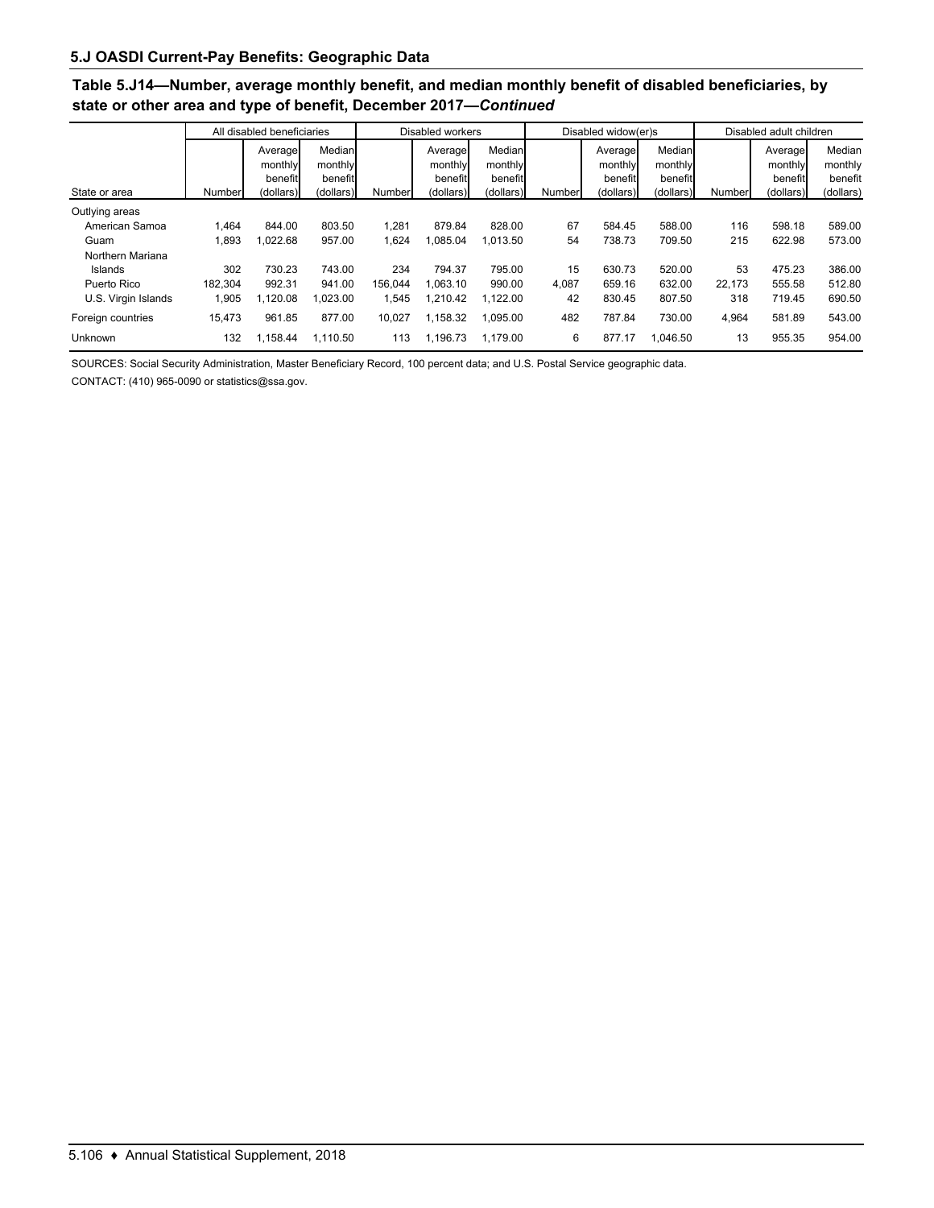## 5.J OASDI Current-Pay Benefits: Geographic Data

### Table 5.J14—Number, average monthly benefit, and median monthly benefit of disabled beneficiaries, by state or other area and type of benefit, December 2017—*Continued*

| | All disabled beneficiaries | | | Disabled workers | | | Disabled widow(er)s | | | Disabled adult children | | |
|---|---|---|---|---|---|---|---|---|---|---|---|---|
| State or area | Number | Average monthly benefit (dollars) | Median monthly benefit (dollars) | Number | Average monthly benefit (dollars) | Median monthly benefit (dollars) | Number | Average monthly benefit (dollars) | Median monthly benefit (dollars) | Number | Average monthly benefit (dollars) | Median monthly benefit (dollars) |
| Outlying areas | | | | | | | | | | | | |
| American Samoa | 1,464 | 844.00 | 803.50 | 1,281 | 879.84 | 828.00 | 67 | 584.45 | 588.00 | 116 | 598.18 | 589.00 |
| Guam | 1,893 | 1,022.68 | 957.00 | 1,624 | 1,085.04 | 1,013.50 | 54 | 738.73 | 709.50 | 215 | 622.98 | 573.00 |
| Northern Mariana Islands | 302 | 730.23 | 743.00 | 234 | 794.37 | 795.00 | 15 | 630.73 | 520.00 | 53 | 475.23 | 386.00 |
| Puerto Rico | 182,304 | 992.31 | 941.00 | 156,044 | 1,063.10 | 990.00 | 4,087 | 659.16 | 632.00 | 22,173 | 555.58 | 512.80 |
| U.S. Virgin Islands | 1,905 | 1,120.08 | 1,023.00 | 1,545 | 1,210.42 | 1,122.00 | 42 | 830.45 | 807.50 | 318 | 719.45 | 690.50 |
| Foreign countries | 15,473 | 961.85 | 877.00 | 10,027 | 1,158.32 | 1,095.00 | 482 | 787.84 | 730.00 | 4,964 | 581.89 | 543.00 |
| Unknown | 132 | 1,158.44 | 1,110.50 | 113 | 1,196.73 | 1,179.00 | 6 | 877.17 | 1,046.50 | 13 | 955.35 | 954.00 |

SOURCES: Social Security Administration, Master Beneficiary Record, 100 percent data; and U.S. Postal Service geographic data.

CONTACT: (410) 965-0090 or statistics@ssa.gov.